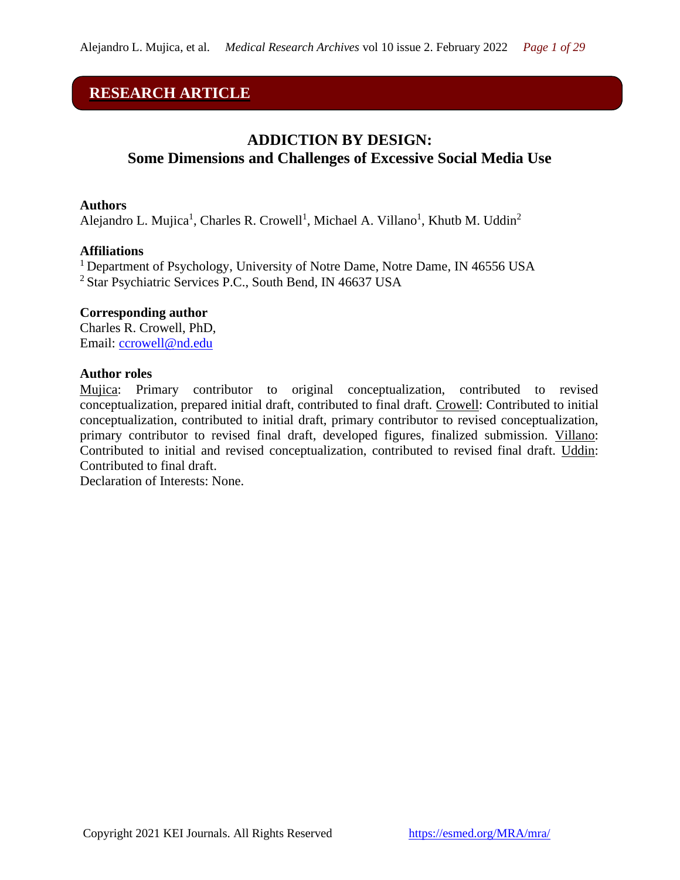**RESEARCH ARTICLE**

# ADDICTION BY DESIGN: Some Dimensions and Challenges of Excessive Social Media Use

**Authors**

Alejandro L. Mujica[1], Charles R. Crowell[1], Michael A. Villano[1], Khutb M. Uddin[2]

**Affiliations**

[1] Department of Psychology, University of Notre Dame, Notre Dame, IN 46556 USA

[2] Star Psychiatric Services P.C., South Bend, IN 46637 USA

**Corresponding author**

Charles R. Crowell, PhD,
Email: ccrowell@nd.edu

**Author roles**

Mujica: Primary contributor to original conceptualization, contributed to revised conceptualization, prepared initial draft, contributed to final draft. Crowell: Contributed to initial conceptualization, contributed to initial draft, primary contributor to revised conceptualization, primary contributor to revised final draft, developed figures, finalized submission. Villano: Contributed to initial and revised conceptualization, contributed to revised final draft. Uddin: Contributed to final draft.

Declaration of Interests: None.

Copyright 2021 KEI Journals. All Rights Reserved https://esmed.org/MRA/mra/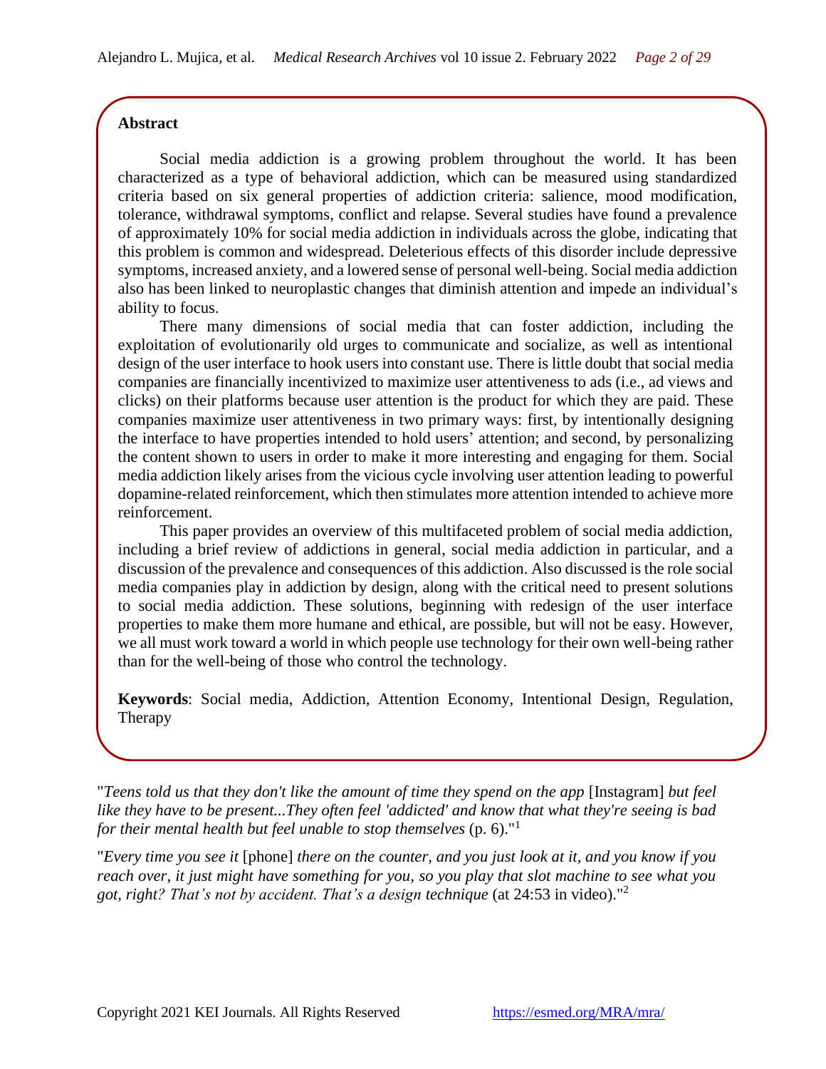**Abstract**

Social media addiction is a growing problem throughout the world. It has been characterized as a type of behavioral addiction, which can be measured using standardized criteria based on six general properties of addiction criteria: salience, mood modification, tolerance, withdrawal symptoms, conflict and relapse. Several studies have found a prevalence of approximately 10% for social media addiction in individuals across the globe, indicating that this problem is common and widespread. Deleterious effects of this disorder include depressive symptoms, increased anxiety, and a lowered sense of personal well-being. Social media addiction also has been linked to neuroplastic changes that diminish attention and impede an individual's ability to focus.

There many dimensions of social media that can foster addiction, including the exploitation of evolutionarily old urges to communicate and socialize, as well as intentional design of the user interface to hook users into constant use. There is little doubt that social media companies are financially incentivized to maximize user attentiveness to ads (i.e., ad views and clicks) on their platforms because user attention is the product for which they are paid. These companies maximize user attentiveness in two primary ways: first, by intentionally designing the interface to have properties intended to hold users' attention; and second, by personalizing the content shown to users in order to make it more interesting and engaging for them. Social media addiction likely arises from the vicious cycle involving user attention leading to powerful dopamine-related reinforcement, which then stimulates more attention intended to achieve more reinforcement.

This paper provides an overview of this multifaceted problem of social media addiction, including a brief review of addictions in general, social media addiction in particular, and a discussion of the prevalence and consequences of this addiction. Also discussed is the role social media companies play in addiction by design, along with the critical need to present solutions to social media addiction. These solutions, beginning with redesign of the user interface properties to make them more humane and ethical, are possible, but will not be easy. However, we all must work toward a world in which people use technology for their own well-being rather than for the well-being of those who control the technology.

**Keywords**: Social media, Addiction, Attention Economy, Intentional Design, Regulation, Therapy

"*Teens told us that they don't like the amount of time they spend on the app* [Instagram] *but feel like they have to be present...They often feel 'addicted' and know that what they're seeing is bad for their mental health but feel unable to stop themselves* (p. 6)."[1]

"*Every time you see it* [phone] *there on the counter, and you just look at it, and you know if you reach over, it just might have something for you, so you play that slot machine to see what you got, right? That's not by accident. That's a design technique* (at 24:53 in video)."[2]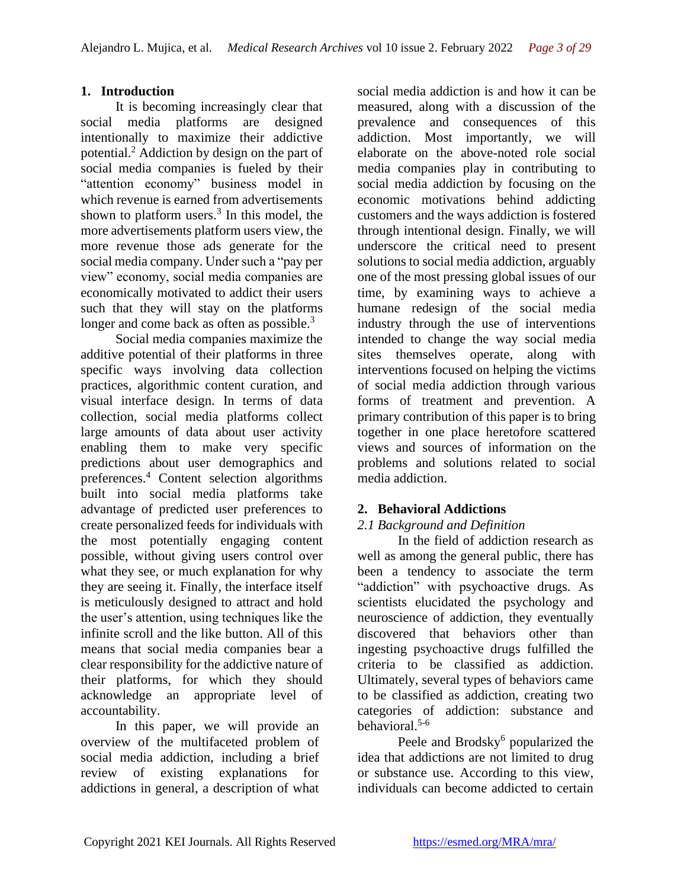## 1. Introduction

It is becoming increasingly clear that social media platforms are designed intentionally to maximize their addictive potential.[2] Addiction by design on the part of social media companies is fueled by their "attention economy" business model in which revenue is earned from advertisements shown to platform users.[3] In this model, the more advertisements platform users view, the more revenue those ads generate for the social media company. Under such a "pay per view" economy, social media companies are economically motivated to addict their users such that they will stay on the platforms longer and come back as often as possible.[3]

Social media companies maximize the additive potential of their platforms in three specific ways involving data collection practices, algorithmic content curation, and visual interface design. In terms of data collection, social media platforms collect large amounts of data about user activity enabling them to make very specific predictions about user demographics and preferences.[4] Content selection algorithms built into social media platforms take advantage of predicted user preferences to create personalized feeds for individuals with the most potentially engaging content possible, without giving users control over what they see, or much explanation for why they are seeing it. Finally, the interface itself is meticulously designed to attract and hold the user's attention, using techniques like the infinite scroll and the like button. All of this means that social media companies bear a clear responsibility for the addictive nature of their platforms, for which they should acknowledge an appropriate level of accountability.

In this paper, we will provide an overview of the multifaceted problem of social media addiction, including a brief review of existing explanations for addictions in general, a description of what social media addiction is and how it can be measured, along with a discussion of the prevalence and consequences of this addiction. Most importantly, we will elaborate on the above-noted role social media companies play in contributing to social media addiction by focusing on the economic motivations behind addicting customers and the ways addiction is fostered through intentional design. Finally, we will underscore the critical need to present solutions to social media addiction, arguably one of the most pressing global issues of our time, by examining ways to achieve a humane redesign of the social media industry through the use of interventions intended to change the way social media sites themselves operate, along with interventions focused on helping the victims of social media addiction through various forms of treatment and prevention. A primary contribution of this paper is to bring together in one place heretofore scattered views and sources of information on the problems and solutions related to social media addiction.

## 2. Behavioral Addictions

### 2.1 Background and Definition

In the field of addiction research as well as among the general public, there has been a tendency to associate the term "addiction" with psychoactive drugs. As scientists elucidated the psychology and neuroscience of addiction, they eventually discovered that behaviors other than ingesting psychoactive drugs fulfilled the criteria to be classified as addiction. Ultimately, several types of behaviors came to be classified as addiction, creating two categories of addiction: substance and behavioral.[5-6]

Peele and Brodsky[6] popularized the idea that addictions are not limited to drug or substance use. According to this view, individuals can become addicted to certain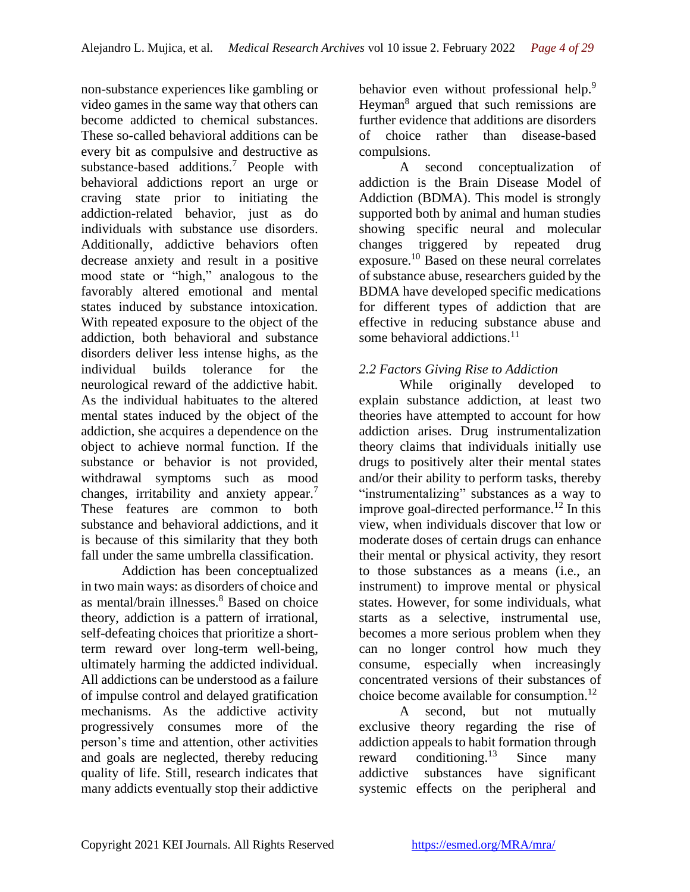non-substance experiences like gambling or video games in the same way that others can become addicted to chemical substances. These so-called behavioral additions can be every bit as compulsive and destructive as substance-based additions.[7] People with behavioral addictions report an urge or craving state prior to initiating the addiction-related behavior, just as do individuals with substance use disorders. Additionally, addictive behaviors often decrease anxiety and result in a positive mood state or "high," analogous to the favorably altered emotional and mental states induced by substance intoxication. With repeated exposure to the object of the addiction, both behavioral and substance disorders deliver less intense highs, as the individual builds tolerance for the neurological reward of the addictive habit. As the individual habituates to the altered mental states induced by the object of the addiction, she acquires a dependence on the object to achieve normal function. If the substance or behavior is not provided, withdrawal symptoms such as mood changes, irritability and anxiety appear.[7] These features are common to both substance and behavioral addictions, and it is because of this similarity that they both fall under the same umbrella classification.

Addiction has been conceptualized in two main ways: as disorders of choice and as mental/brain illnesses.[8] Based on choice theory, addiction is a pattern of irrational, self-defeating choices that prioritize a short-term reward over long-term well-being, ultimately harming the addicted individual. All addictions can be understood as a failure of impulse control and delayed gratification mechanisms. As the addictive activity progressively consumes more of the person's time and attention, other activities and goals are neglected, thereby reducing quality of life. Still, research indicates that many addicts eventually stop their addictive behavior even without professional help.[9] Heyman[8] argued that such remissions are further evidence that additions are disorders of choice rather than disease-based compulsions.

A second conceptualization of addiction is the Brain Disease Model of Addiction (BDMA). This model is strongly supported both by animal and human studies showing specific neural and molecular changes triggered by repeated drug exposure.[10] Based on these neural correlates of substance abuse, researchers guided by the BDMA have developed specific medications for different types of addiction that are effective in reducing substance abuse and some behavioral addictions.[11]

### *2.2 Factors Giving Rise to Addiction*

While originally developed to explain substance addiction, at least two theories have attempted to account for how addiction arises. Drug instrumentalization theory claims that individuals initially use drugs to positively alter their mental states and/or their ability to perform tasks, thereby "instrumentalizing" substances as a way to improve goal-directed performance.[12] In this view, when individuals discover that low or moderate doses of certain drugs can enhance their mental or physical activity, they resort to those substances as a means (i.e., an instrument) to improve mental or physical states. However, for some individuals, what starts as a selective, instrumental use, becomes a more serious problem when they can no longer control how much they consume, especially when increasingly concentrated versions of their substances of choice become available for consumption.[12]

A second, but not mutually exclusive theory regarding the rise of addiction appeals to habit formation through reward conditioning.[13] Since many addictive substances have significant systemic effects on the peripheral and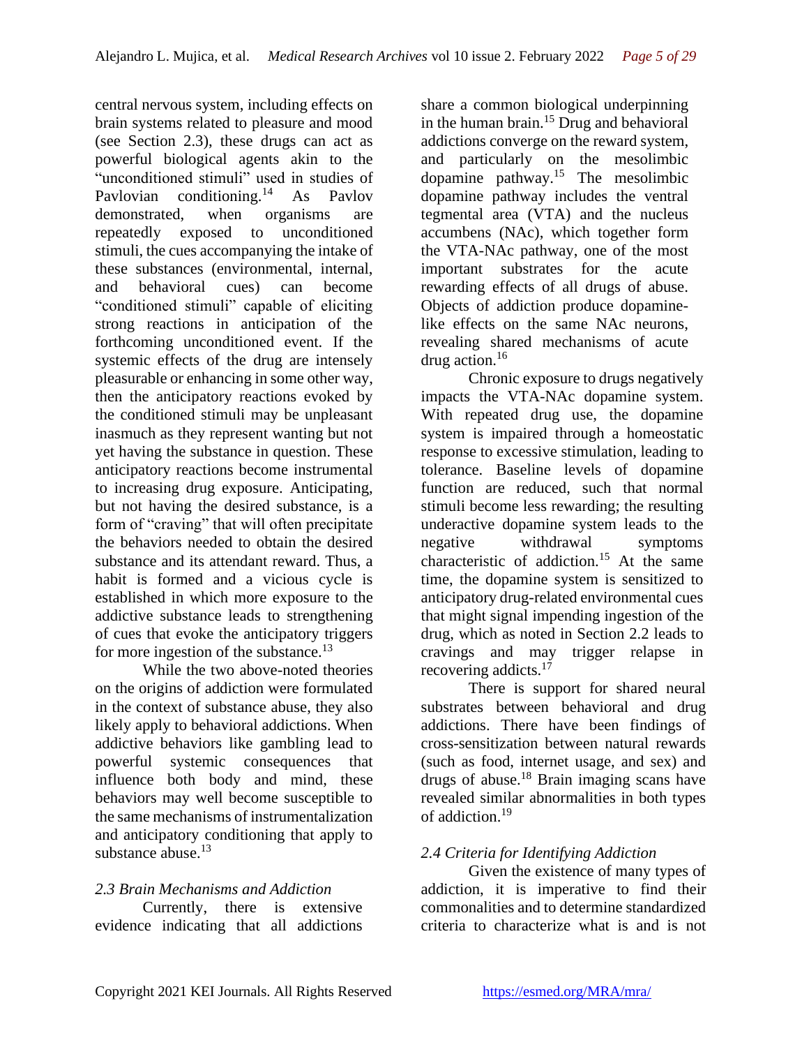central nervous system, including effects on brain systems related to pleasure and mood (see Section 2.3), these drugs can act as powerful biological agents akin to the "unconditioned stimuli" used in studies of Pavlovian conditioning.[14] As Pavlov demonstrated, when organisms are repeatedly exposed to unconditioned stimuli, the cues accompanying the intake of these substances (environmental, internal, and behavioral cues) can become "conditioned stimuli" capable of eliciting strong reactions in anticipation of the forthcoming unconditioned event. If the systemic effects of the drug are intensely pleasurable or enhancing in some other way, then the anticipatory reactions evoked by the conditioned stimuli may be unpleasant inasmuch as they represent wanting but not yet having the substance in question. These anticipatory reactions become instrumental to increasing drug exposure. Anticipating, but not having the desired substance, is a form of "craving" that will often precipitate the behaviors needed to obtain the desired substance and its attendant reward. Thus, a habit is formed and a vicious cycle is established in which more exposure to the addictive substance leads to strengthening of cues that evoke the anticipatory triggers for more ingestion of the substance.[13]

While the two above-noted theories on the origins of addiction were formulated in the context of substance abuse, they also likely apply to behavioral addictions. When addictive behaviors like gambling lead to powerful systemic consequences that influence both body and mind, these behaviors may well become susceptible to the same mechanisms of instrumentalization and anticipatory conditioning that apply to substance abuse.[13]

### *2.3 Brain Mechanisms and Addiction*

Currently, there is extensive evidence indicating that all addictions share a common biological underpinning in the human brain.[15] Drug and behavioral addictions converge on the reward system, and particularly on the mesolimbic dopamine pathway.[15] The mesolimbic dopamine pathway includes the ventral tegmental area (VTA) and the nucleus accumbens (NAc), which together form the VTA-NAc pathway, one of the most important substrates for the acute rewarding effects of all drugs of abuse. Objects of addiction produce dopamine-like effects on the same NAc neurons, revealing shared mechanisms of acute drug action.[16]

Chronic exposure to drugs negatively impacts the VTA-NAc dopamine system. With repeated drug use, the dopamine system is impaired through a homeostatic response to excessive stimulation, leading to tolerance. Baseline levels of dopamine function are reduced, such that normal stimuli become less rewarding; the resulting underactive dopamine system leads to the negative withdrawal symptoms characteristic of addiction.[15] At the same time, the dopamine system is sensitized to anticipatory drug-related environmental cues that might signal impending ingestion of the drug, which as noted in Section 2.2 leads to cravings and may trigger relapse in recovering addicts.[17]

There is support for shared neural substrates between behavioral and drug addictions. There have been findings of cross-sensitization between natural rewards (such as food, internet usage, and sex) and drugs of abuse.[18] Brain imaging scans have revealed similar abnormalities in both types of addiction.[19]

### *2.4 Criteria for Identifying Addiction*

Given the existence of many types of addiction, it is imperative to find their commonalities and to determine standardized criteria to characterize what is and is not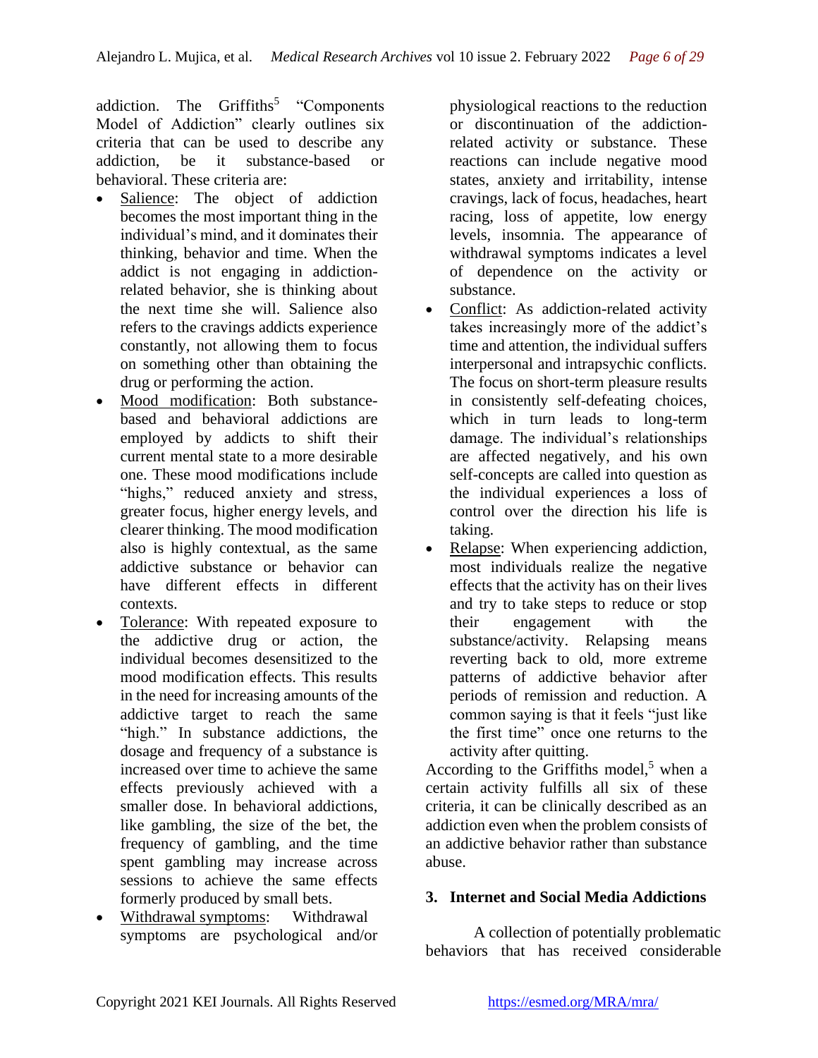addiction. The Griffiths[5] "Components Model of Addiction" clearly outlines six criteria that can be used to describe any addiction, be it substance-based or behavioral. These criteria are:

- Salience: The object of addiction becomes the most important thing in the individual's mind, and it dominates their thinking, behavior and time. When the addict is not engaging in addiction-related behavior, she is thinking about the next time she will. Salience also refers to the cravings addicts experience constantly, not allowing them to focus on something other than obtaining the drug or performing the action.
- Mood modification: Both substance-based and behavioral addictions are employed by addicts to shift their current mental state to a more desirable one. These mood modifications include "highs," reduced anxiety and stress, greater focus, higher energy levels, and clearer thinking. The mood modification also is highly contextual, as the same addictive substance or behavior can have different effects in different contexts.
- Tolerance: With repeated exposure to the addictive drug or action, the individual becomes desensitized to the mood modification effects. This results in the need for increasing amounts of the addictive target to reach the same "high." In substance addictions, the dosage and frequency of a substance is increased over time to achieve the same effects previously achieved with a smaller dose. In behavioral addictions, like gambling, the size of the bet, the frequency of gambling, and the time spent gambling may increase across sessions to achieve the same effects formerly produced by small bets.
- Withdrawal symptoms: Withdrawal symptoms are psychological and/or physiological reactions to the reduction or discontinuation of the addiction-related activity or substance. These reactions can include negative mood states, anxiety and irritability, intense cravings, lack of focus, headaches, heart racing, loss of appetite, low energy levels, insomnia. The appearance of withdrawal symptoms indicates a level of dependence on the activity or substance.
- Conflict: As addiction-related activity takes increasingly more of the addict's time and attention, the individual suffers interpersonal and intrapsychic conflicts. The focus on short-term pleasure results in consistently self-defeating choices, which in turn leads to long-term damage. The individual's relationships are affected negatively, and his own self-concepts are called into question as the individual experiences a loss of control over the direction his life is taking.
- Relapse: When experiencing addiction, most individuals realize the negative effects that the activity has on their lives and try to take steps to reduce or stop their engagement with the substance/activity. Relapsing means reverting back to old, more extreme patterns of addictive behavior after periods of remission and reduction. A common saying is that it feels "just like the first time" once one returns to the activity after quitting.

According to the Griffiths model,[5] when a certain activity fulfills all six of these criteria, it can be clinically described as an addiction even when the problem consists of an addictive behavior rather than substance abuse.

## 3. Internet and Social Media Addictions

A collection of potentially problematic behaviors that has received considerable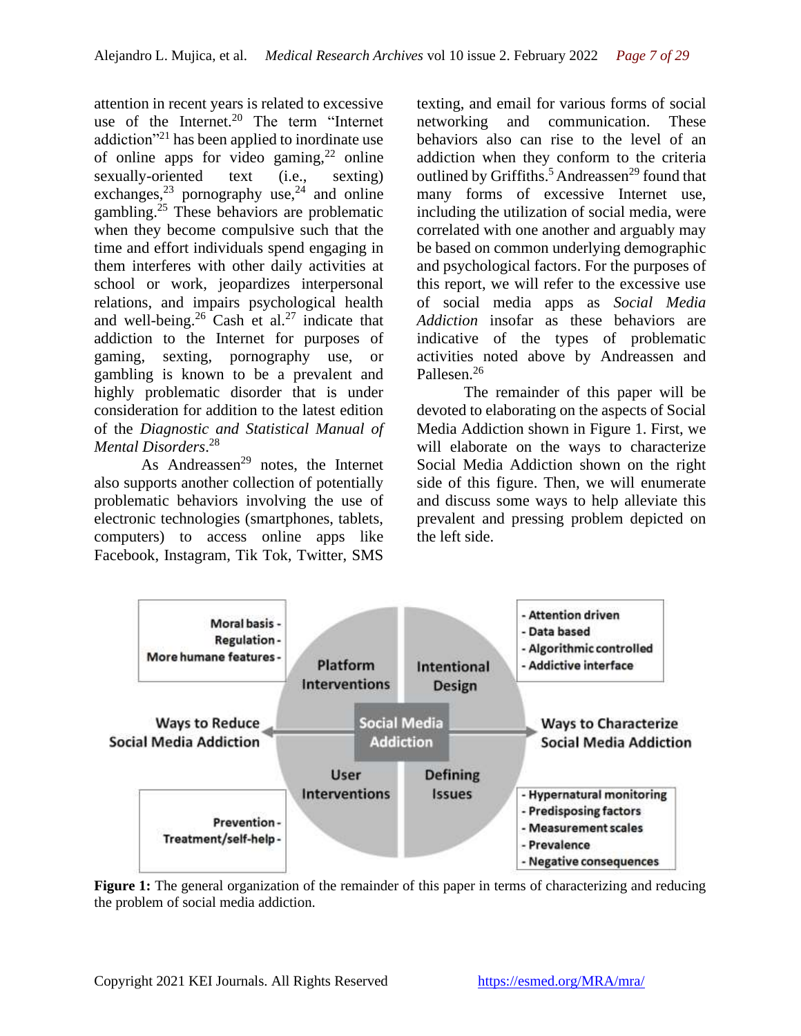attention in recent years is related to excessive use of the Internet.[20] The term "Internet addiction"[21] has been applied to inordinate use of online apps for video gaming,[22] online sexually-oriented text (i.e., sexting) exchanges,[23] pornography use,[24] and online gambling.[25] These behaviors are problematic when they become compulsive such that the time and effort individuals spend engaging in them interferes with other daily activities at school or work, jeopardizes interpersonal relations, and impairs psychological health and well-being.[26] Cash et al.[27] indicate that addiction to the Internet for purposes of gaming, sexting, pornography use, or gambling is known to be a prevalent and highly problematic disorder that is under consideration for addition to the latest edition of the *Diagnostic and Statistical Manual of Mental Disorders*.[28]

As Andreassen[29] notes, the Internet also supports another collection of potentially problematic behaviors involving the use of electronic technologies (smartphones, tablets, computers) to access online apps like Facebook, Instagram, Tik Tok, Twitter, SMS texting, and email for various forms of social networking and communication. These behaviors also can rise to the level of an addiction when they conform to the criteria outlined by Griffiths.[5] Andreassen[29] found that many forms of excessive Internet use, including the utilization of social media, were correlated with one another and arguably may be based on common underlying demographic and psychological factors. For the purposes of this report, we will refer to the excessive use of social media apps as *Social Media Addiction* insofar as these behaviors are indicative of the types of problematic activities noted above by Andreassen and Pallesen.[26]

The remainder of this paper will be devoted to elaborating on the aspects of Social Media Addiction shown in Figure 1. First, we will elaborate on the ways to characterize Social Media Addiction shown on the right side of this figure. Then, we will enumerate and discuss some ways to help alleviate this prevalent and pressing problem depicted on the left side.

**Figure 1:** The general organization of the remainder of this paper in terms of characterizing and reducing the problem of social media addiction.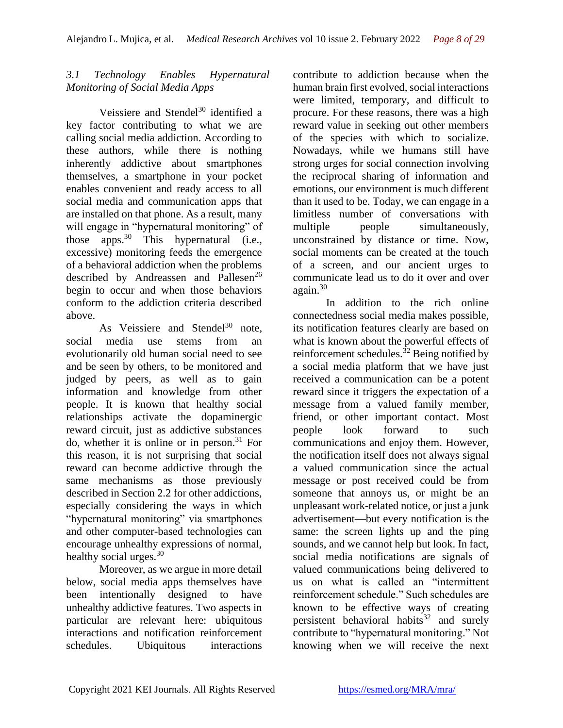### *3.1 Technology Enables Hypernatural Monitoring of Social Media Apps*

Veissiere and Stendel[30] identified a key factor contributing to what we are calling social media addiction. According to these authors, while there is nothing inherently addictive about smartphones themselves, a smartphone in your pocket enables convenient and ready access to all social media and communication apps that are installed on that phone. As a result, many will engage in "hypernatural monitoring" of those apps.[30] This hypernatural (i.e., excessive) monitoring feeds the emergence of a behavioral addiction when the problems described by Andreassen and Pallesen[26] begin to occur and when those behaviors conform to the addiction criteria described above.

As Veissiere and Stendel[30] note, social media use stems from an evolutionarily old human social need to see and be seen by others, to be monitored and judged by peers, as well as to gain information and knowledge from other people. It is known that healthy social relationships activate the dopaminergic reward circuit, just as addictive substances do, whether it is online or in person.[31] For this reason, it is not surprising that social reward can become addictive through the same mechanisms as those previously described in Section 2.2 for other addictions, especially considering the ways in which "hypernatural monitoring" via smartphones and other computer-based technologies can encourage unhealthy expressions of normal, healthy social urges.[30]

Moreover, as we argue in more detail below, social media apps themselves have been intentionally designed to have unhealthy addictive features. Two aspects in particular are relevant here: ubiquitous interactions and notification reinforcement schedules. Ubiquitous interactions contribute to addiction because when the human brain first evolved, social interactions were limited, temporary, and difficult to procure. For these reasons, there was a high reward value in seeking out other members of the species with which to socialize. Nowadays, while we humans still have strong urges for social connection involving the reciprocal sharing of information and emotions, our environment is much different than it used to be. Today, we can engage in a limitless number of conversations with multiple people simultaneously, unconstrained by distance or time. Now, social moments can be created at the touch of a screen, and our ancient urges to communicate lead us to do it over and over again.[30]

In addition to the rich online connectedness social media makes possible, its notification features clearly are based on what is known about the powerful effects of reinforcement schedules.[32] Being notified by a social media platform that we have just received a communication can be a potent reward since it triggers the expectation of a message from a valued family member, friend, or other important contact. Most people look forward to such communications and enjoy them. However, the notification itself does not always signal a valued communication since the actual message or post received could be from someone that annoys us, or might be an unpleasant work-related notice, or just a junk advertisement—but every notification is the same: the screen lights up and the ping sounds, and we cannot help but look. In fact, social media notifications are signals of valued communications being delivered to us on what is called an "intermittent reinforcement schedule." Such schedules are known to be effective ways of creating persistent behavioral habits[32] and surely contribute to "hypernatural monitoring." Not knowing when we will receive the next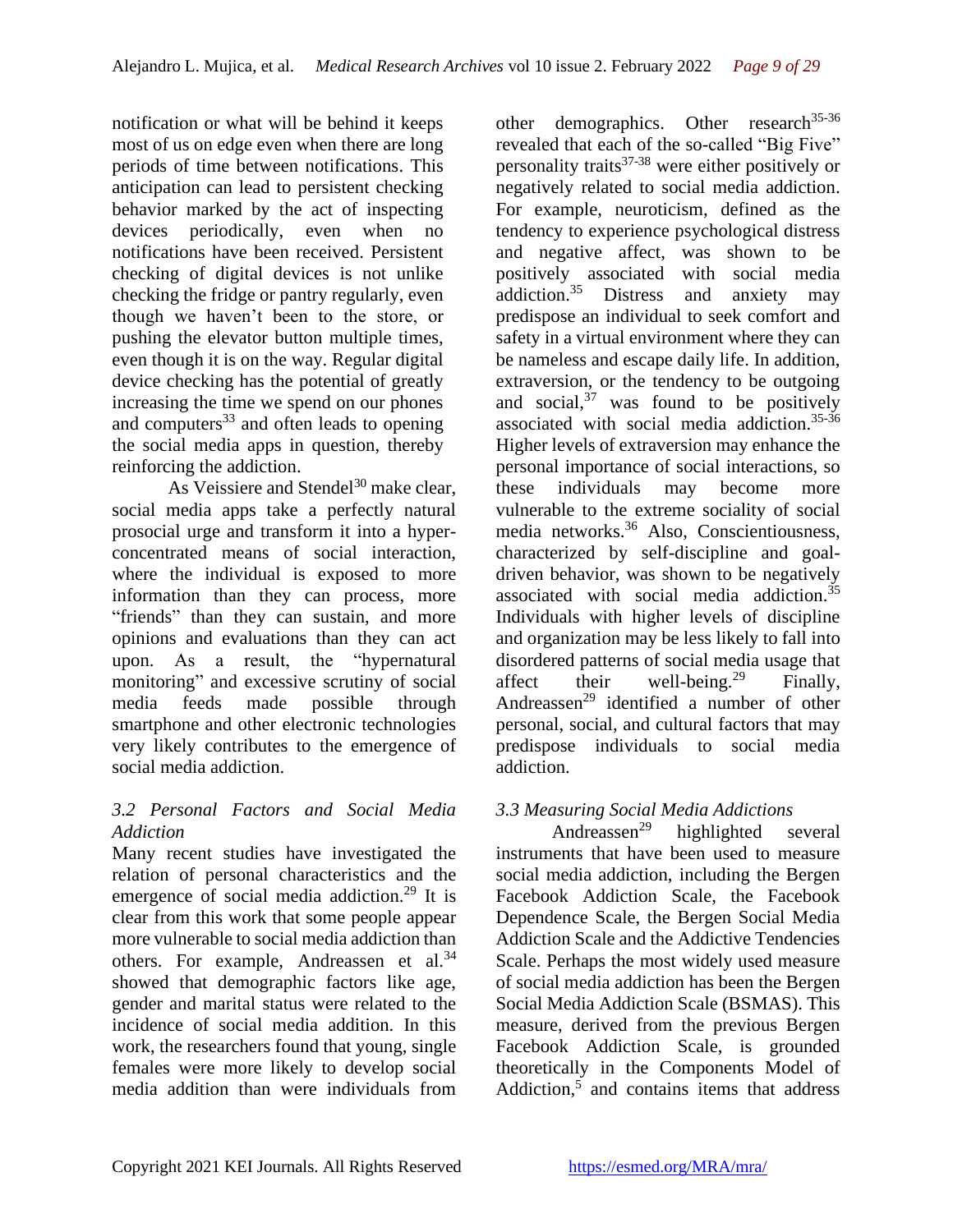notification or what will be behind it keeps most of us on edge even when there are long periods of time between notifications. This anticipation can lead to persistent checking behavior marked by the act of inspecting devices periodically, even when no notifications have been received. Persistent checking of digital devices is not unlike checking the fridge or pantry regularly, even though we haven't been to the store, or pushing the elevator button multiple times, even though it is on the way. Regular digital device checking has the potential of greatly increasing the time we spend on our phones and computers[33] and often leads to opening the social media apps in question, thereby reinforcing the addiction.

As Veissiere and Stendel[30] make clear, social media apps take a perfectly natural prosocial urge and transform it into a hyper-concentrated means of social interaction, where the individual is exposed to more information than they can process, more "friends" than they can sustain, and more opinions and evaluations than they can act upon. As a result, the "hypernatural monitoring" and excessive scrutiny of social media feeds made possible through smartphone and other electronic technologies very likely contributes to the emergence of social media addiction.

### *3.2 Personal Factors and Social Media Addiction*

Many recent studies have investigated the relation of personal characteristics and the emergence of social media addiction.[29] It is clear from this work that some people appear more vulnerable to social media addiction than others. For example, Andreassen et al.[34] showed that demographic factors like age, gender and marital status were related to the incidence of social media addition. In this work, the researchers found that young, single females were more likely to develop social media addition than were individuals from other demographics. Other research[35-36] revealed that each of the so-called "Big Five" personality traits[37-38] were either positively or negatively related to social media addiction. For example, neuroticism, defined as the tendency to experience psychological distress and negative affect, was shown to be positively associated with social media addiction.[35] Distress and anxiety may predispose an individual to seek comfort and safety in a virtual environment where they can be nameless and escape daily life. In addition, extraversion, or the tendency to be outgoing and social,[37] was found to be positively associated with social media addiction.[35-36] Higher levels of extraversion may enhance the personal importance of social interactions, so these individuals may become more vulnerable to the extreme sociality of social media networks.[36] Also, Conscientiousness, characterized by self-discipline and goal-driven behavior, was shown to be negatively associated with social media addiction.[35] Individuals with higher levels of discipline and organization may be less likely to fall into disordered patterns of social media usage that affect their well-being.[29] Finally, Andreassen[29] identified a number of other personal, social, and cultural factors that may predispose individuals to social media addiction.

### *3.3 Measuring Social Media Addictions*

Andreassen[29] highlighted several instruments that have been used to measure social media addiction, including the Bergen Facebook Addiction Scale, the Facebook Dependence Scale, the Bergen Social Media Addiction Scale and the Addictive Tendencies Scale. Perhaps the most widely used measure of social media addiction has been the Bergen Social Media Addiction Scale (BSMAS). This measure, derived from the previous Bergen Facebook Addiction Scale, is grounded theoretically in the Components Model of Addiction,[5] and contains items that address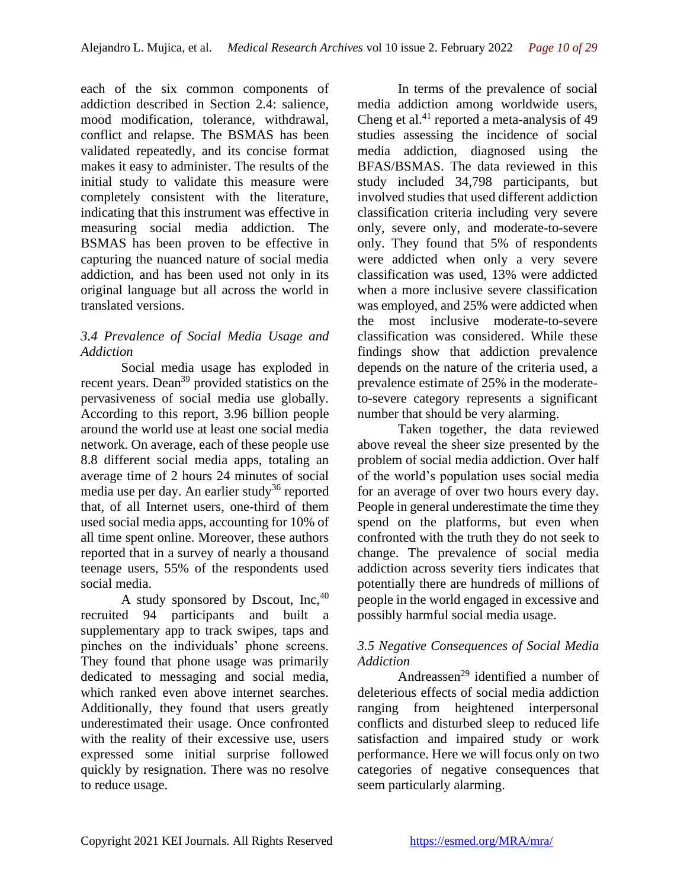each of the six common components of addiction described in Section 2.4: salience, mood modification, tolerance, withdrawal, conflict and relapse. The BSMAS has been validated repeatedly, and its concise format makes it easy to administer. The results of the initial study to validate this measure were completely consistent with the literature, indicating that this instrument was effective in measuring social media addiction. The BSMAS has been proven to be effective in capturing the nuanced nature of social media addiction, and has been used not only in its original language but all across the world in translated versions.

### *3.4 Prevalence of Social Media Usage and Addiction*

Social media usage has exploded in recent years. Dean[39] provided statistics on the pervasiveness of social media use globally. According to this report, 3.96 billion people around the world use at least one social media network. On average, each of these people use 8.8 different social media apps, totaling an average time of 2 hours 24 minutes of social media use per day. An earlier study[36] reported that, of all Internet users, one-third of them used social media apps, accounting for 10% of all time spent online. Moreover, these authors reported that in a survey of nearly a thousand teenage users, 55% of the respondents used social media.

A study sponsored by Dscout, Inc,[40] recruited 94 participants and built a supplementary app to track swipes, taps and pinches on the individuals' phone screens. They found that phone usage was primarily dedicated to messaging and social media, which ranked even above internet searches. Additionally, they found that users greatly underestimated their usage. Once confronted with the reality of their excessive use, users expressed some initial surprise followed quickly by resignation. There was no resolve to reduce usage.

In terms of the prevalence of social media addiction among worldwide users, Cheng et al.[41] reported a meta-analysis of 49 studies assessing the incidence of social media addiction, diagnosed using the BFAS/BSMAS. The data reviewed in this study included 34,798 participants, but involved studies that used different addiction classification criteria including very severe only, severe only, and moderate-to-severe only. They found that 5% of respondents were addicted when only a very severe classification was used, 13% were addicted when a more inclusive severe classification was employed, and 25% were addicted when the most inclusive moderate-to-severe classification was considered. While these findings show that addiction prevalence depends on the nature of the criteria used, a prevalence estimate of 25% in the moderate-to-severe category represents a significant number that should be very alarming.

Taken together, the data reviewed above reveal the sheer size presented by the problem of social media addiction. Over half of the world's population uses social media for an average of over two hours every day. People in general underestimate the time they spend on the platforms, but even when confronted with the truth they do not seek to change. The prevalence of social media addiction across severity tiers indicates that potentially there are hundreds of millions of people in the world engaged in excessive and possibly harmful social media usage.

### *3.5 Negative Consequences of Social Media Addiction*

Andreassen[29] identified a number of deleterious effects of social media addiction ranging from heightened interpersonal conflicts and disturbed sleep to reduced life satisfaction and impaired study or work performance. Here we will focus only on two categories of negative consequences that seem particularly alarming.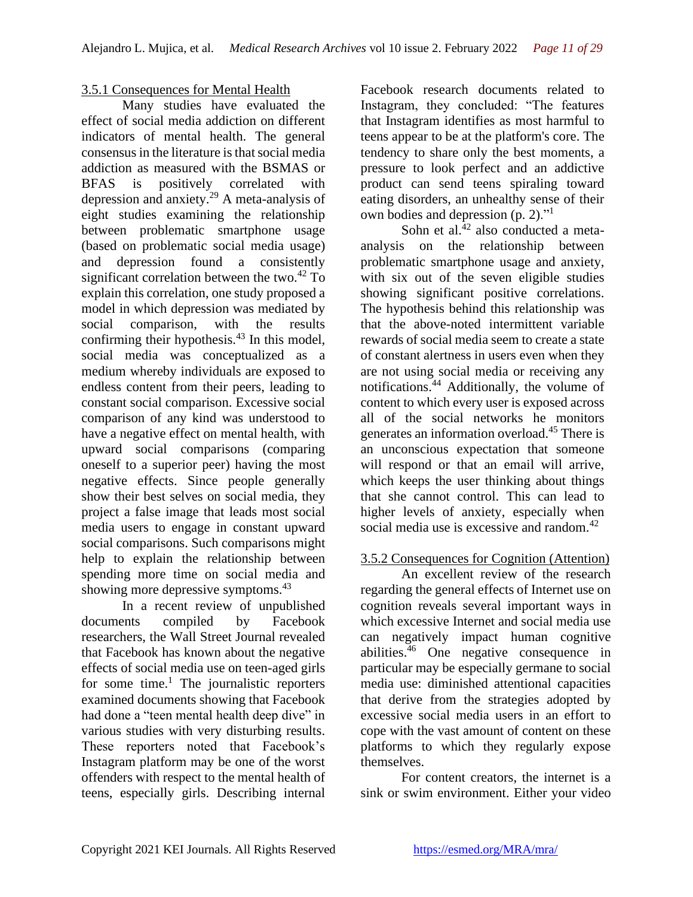### 3.5.1 Consequences for Mental Health

Many studies have evaluated the effect of social media addiction on different indicators of mental health. The general consensus in the literature is that social media addiction as measured with the BSMAS or BFAS is positively correlated with depression and anxiety.[29] A meta-analysis of eight studies examining the relationship between problematic smartphone usage (based on problematic social media usage) and depression found a consistently significant correlation between the two.[42] To explain this correlation, one study proposed a model in which depression was mediated by social comparison, with the results confirming their hypothesis.[43] In this model, social media was conceptualized as a medium whereby individuals are exposed to endless content from their peers, leading to constant social comparison. Excessive social comparison of any kind was understood to have a negative effect on mental health, with upward social comparisons (comparing oneself to a superior peer) having the most negative effects. Since people generally show their best selves on social media, they project a false image that leads most social media users to engage in constant upward social comparisons. Such comparisons might help to explain the relationship between spending more time on social media and showing more depressive symptoms.[43]

In a recent review of unpublished documents compiled by Facebook researchers, the Wall Street Journal revealed that Facebook has known about the negative effects of social media use on teen-aged girls for some time.[1] The journalistic reporters examined documents showing that Facebook had done a "teen mental health deep dive" in various studies with very disturbing results. These reporters noted that Facebook's Instagram platform may be one of the worst offenders with respect to the mental health of teens, especially girls. Describing internal Facebook research documents related to Instagram, they concluded: "The features that Instagram identifies as most harmful to teens appear to be at the platform's core. The tendency to share only the best moments, a pressure to look perfect and an addictive product can send teens spiraling toward eating disorders, an unhealthy sense of their own bodies and depression (p. 2)."[1]

Sohn et al.[42] also conducted a meta-analysis on the relationship between problematic smartphone usage and anxiety, with six out of the seven eligible studies showing significant positive correlations. The hypothesis behind this relationship was that the above-noted intermittent variable rewards of social media seem to create a state of constant alertness in users even when they are not using social media or receiving any notifications.[44] Additionally, the volume of content to which every user is exposed across all of the social networks he monitors generates an information overload.[45] There is an unconscious expectation that someone will respond or that an email will arrive, which keeps the user thinking about things that she cannot control. This can lead to higher levels of anxiety, especially when social media use is excessive and random.[42]

### 3.5.2 Consequences for Cognition (Attention)

An excellent review of the research regarding the general effects of Internet use on cognition reveals several important ways in which excessive Internet and social media use can negatively impact human cognitive abilities.[46] One negative consequence in particular may be especially germane to social media use: diminished attentional capacities that derive from the strategies adopted by excessive social media users in an effort to cope with the vast amount of content on these platforms to which they regularly expose themselves.

For content creators, the internet is a sink or swim environment. Either your video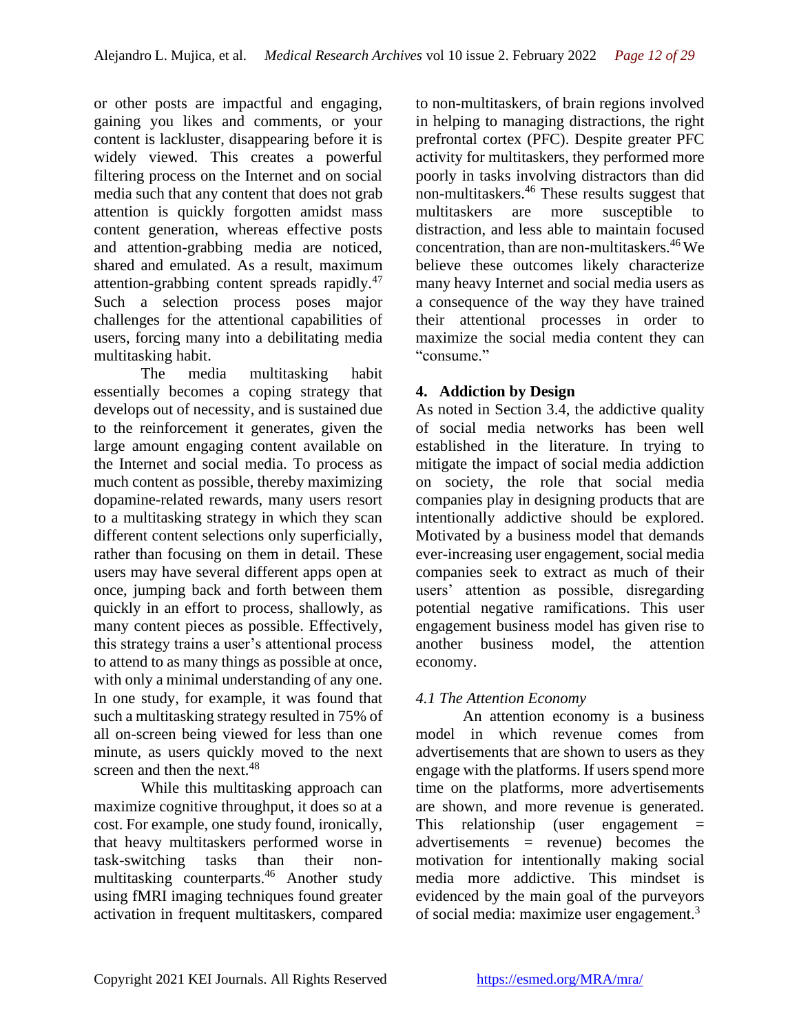or other posts are impactful and engaging, gaining you likes and comments, or your content is lackluster, disappearing before it is widely viewed. This creates a powerful filtering process on the Internet and on social media such that any content that does not grab attention is quickly forgotten amidst mass content generation, whereas effective posts and attention-grabbing media are noticed, shared and emulated. As a result, maximum attention-grabbing content spreads rapidly.[47] Such a selection process poses major challenges for the attentional capabilities of users, forcing many into a debilitating media multitasking habit.

The media multitasking habit essentially becomes a coping strategy that develops out of necessity, and is sustained due to the reinforcement it generates, given the large amount engaging content available on the Internet and social media. To process as much content as possible, thereby maximizing dopamine-related rewards, many users resort to a multitasking strategy in which they scan different content selections only superficially, rather than focusing on them in detail. These users may have several different apps open at once, jumping back and forth between them quickly in an effort to process, shallowly, as many content pieces as possible. Effectively, this strategy trains a user's attentional process to attend to as many things as possible at once, with only a minimal understanding of any one. In one study, for example, it was found that such a multitasking strategy resulted in 75% of all on-screen being viewed for less than one minute, as users quickly moved to the next screen and then the next.[48]

While this multitasking approach can maximize cognitive throughput, it does so at a cost. For example, one study found, ironically, that heavy multitaskers performed worse in task-switching tasks than their non-multitasking counterparts.[46] Another study using fMRI imaging techniques found greater activation in frequent multitaskers, compared to non-multitaskers, of brain regions involved in helping to managing distractions, the right prefrontal cortex (PFC). Despite greater PFC activity for multitaskers, they performed more poorly in tasks involving distractors than did non-multitaskers.[46] These results suggest that multitaskers are more susceptible to distraction, and less able to maintain focused concentration, than are non-multitaskers.[46] We believe these outcomes likely characterize many heavy Internet and social media users as a consequence of the way they have trained their attentional processes in order to maximize the social media content they can "consume."

## 4. Addiction by Design

As noted in Section 3.4, the addictive quality of social media networks has been well established in the literature. In trying to mitigate the impact of social media addiction on society, the role that social media companies play in designing products that are intentionally addictive should be explored. Motivated by a business model that demands ever-increasing user engagement, social media companies seek to extract as much of their users' attention as possible, disregarding potential negative ramifications. This user engagement business model has given rise to another business model, the attention economy.

### *4.1 The Attention Economy*

An attention economy is a business model in which revenue comes from advertisements that are shown to users as they engage with the platforms. If users spend more time on the platforms, more advertisements are shown, and more revenue is generated. This relationship (user engagement = advertisements = revenue) becomes the motivation for intentionally making social media more addictive. This mindset is evidenced by the main goal of the purveyors of social media: maximize user engagement.[3]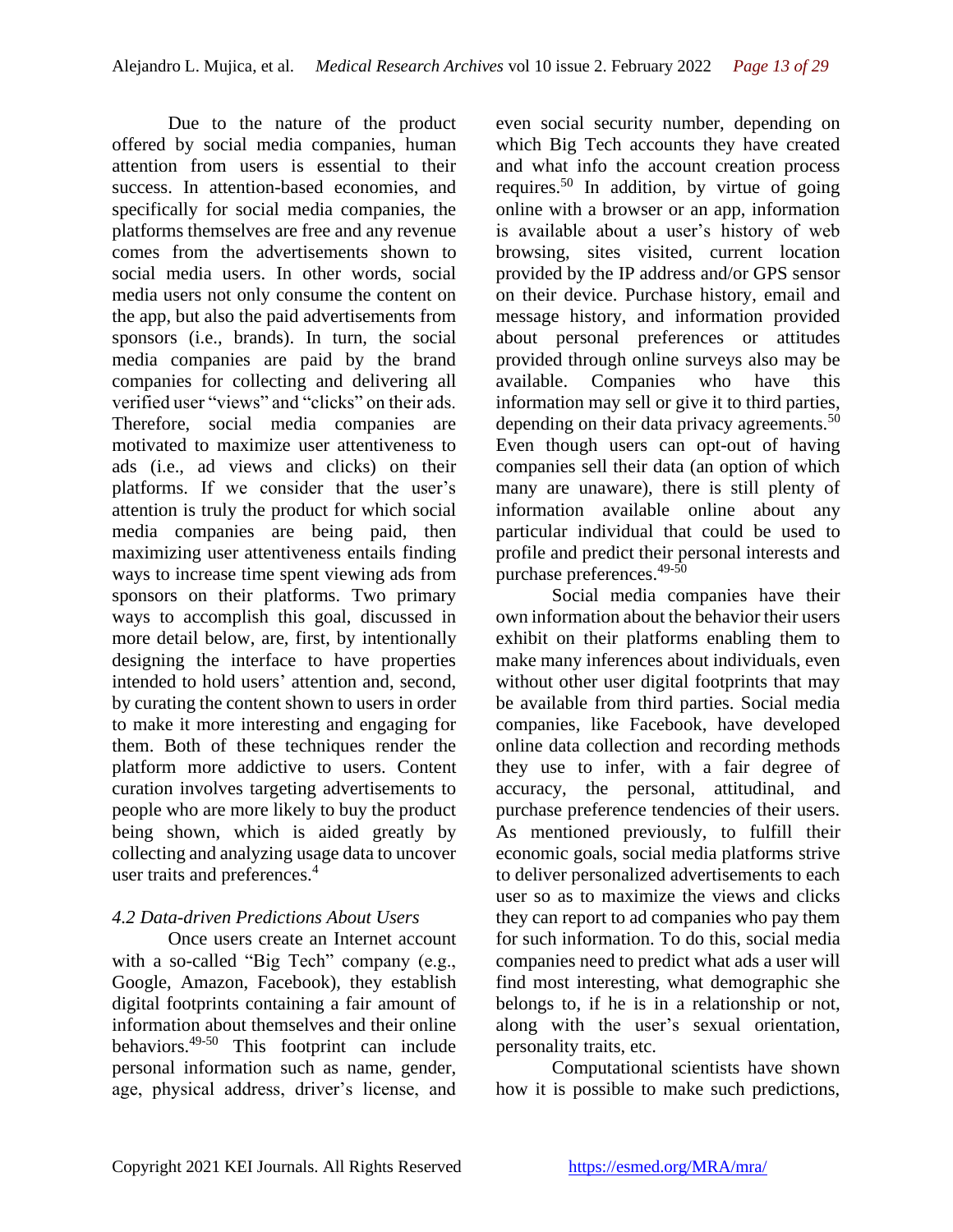Due to the nature of the product offered by social media companies, human attention from users is essential to their success. In attention-based economies, and specifically for social media companies, the platforms themselves are free and any revenue comes from the advertisements shown to social media users. In other words, social media users not only consume the content on the app, but also the paid advertisements from sponsors (i.e., brands). In turn, the social media companies are paid by the brand companies for collecting and delivering all verified user "views" and "clicks" on their ads. Therefore, social media companies are motivated to maximize user attentiveness to ads (i.e., ad views and clicks) on their platforms. If we consider that the user's attention is truly the product for which social media companies are being paid, then maximizing user attentiveness entails finding ways to increase time spent viewing ads from sponsors on their platforms. Two primary ways to accomplish this goal, discussed in more detail below, are, first, by intentionally designing the interface to have properties intended to hold users' attention and, second, by curating the content shown to users in order to make it more interesting and engaging for them. Both of these techniques render the platform more addictive to users. Content curation involves targeting advertisements to people who are more likely to buy the product being shown, which is aided greatly by collecting and analyzing usage data to uncover user traits and preferences.[4]

### *4.2 Data-driven Predictions About Users*

Once users create an Internet account with a so-called "Big Tech" company (e.g., Google, Amazon, Facebook), they establish digital footprints containing a fair amount of information about themselves and their online behaviors.[49-50] This footprint can include personal information such as name, gender, age, physical address, driver's license, and even social security number, depending on which Big Tech accounts they have created and what info the account creation process requires.[50] In addition, by virtue of going online with a browser or an app, information is available about a user's history of web browsing, sites visited, current location provided by the IP address and/or GPS sensor on their device. Purchase history, email and message history, and information provided about personal preferences or attitudes provided through online surveys also may be available. Companies who have this information may sell or give it to third parties, depending on their data privacy agreements.[50] Even though users can opt-out of having companies sell their data (an option of which many are unaware), there is still plenty of information available online about any particular individual that could be used to profile and predict their personal interests and purchase preferences.[49-50]

Social media companies have their own information about the behavior their users exhibit on their platforms enabling them to make many inferences about individuals, even without other user digital footprints that may be available from third parties. Social media companies, like Facebook, have developed online data collection and recording methods they use to infer, with a fair degree of accuracy, the personal, attitudinal, and purchase preference tendencies of their users. As mentioned previously, to fulfill their economic goals, social media platforms strive to deliver personalized advertisements to each user so as to maximize the views and clicks they can report to ad companies who pay them for such information. To do this, social media companies need to predict what ads a user will find most interesting, what demographic she belongs to, if he is in a relationship or not, along with the user's sexual orientation, personality traits, etc.

Computational scientists have shown how it is possible to make such predictions,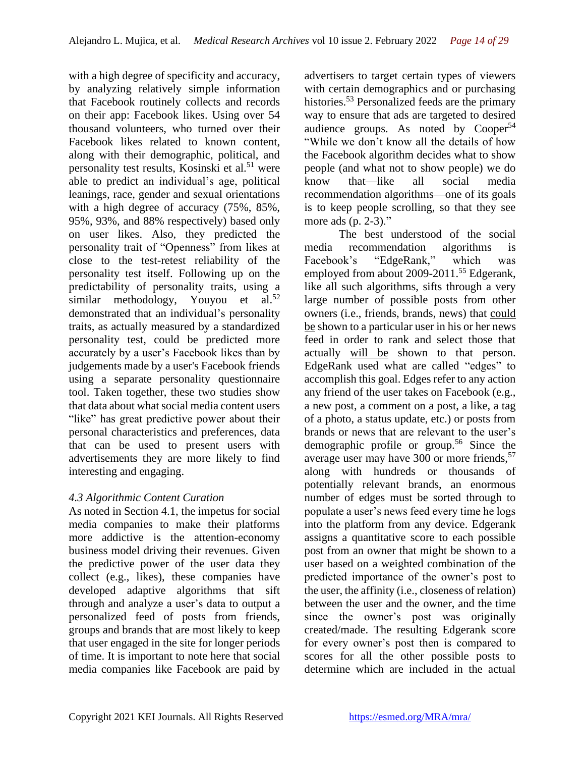with a high degree of specificity and accuracy, by analyzing relatively simple information that Facebook routinely collects and records on their app: Facebook likes. Using over 54 thousand volunteers, who turned over their Facebook likes related to known content, along with their demographic, political, and personality test results, Kosinski et al.[51] were able to predict an individual's age, political leanings, race, gender and sexual orientations with a high degree of accuracy (75%, 85%, 95%, 93%, and 88% respectively) based only on user likes. Also, they predicted the personality trait of "Openness" from likes at close to the test-retest reliability of the personality test itself. Following up on the predictability of personality traits, using a similar methodology, Youyou et al.[52] demonstrated that an individual's personality traits, as actually measured by a standardized personality test, could be predicted more accurately by a user's Facebook likes than by judgements made by a user's Facebook friends using a separate personality questionnaire tool. Taken together, these two studies show that data about what social media content users "like" has great predictive power about their personal characteristics and preferences, data that can be used to present users with advertisements they are more likely to find interesting and engaging.

### *4.3 Algorithmic Content Curation*

As noted in Section 4.1, the impetus for social media companies to make their platforms more addictive is the attention-economy business model driving their revenues. Given the predictive power of the user data they collect (e.g., likes), these companies have developed adaptive algorithms that sift through and analyze a user's data to output a personalized feed of posts from friends, groups and brands that are most likely to keep that user engaged in the site for longer periods of time. It is important to note here that social media companies like Facebook are paid by advertisers to target certain types of viewers with certain demographics and or purchasing histories.[53] Personalized feeds are the primary way to ensure that ads are targeted to desired audience groups. As noted by Cooper[54] "While we don't know all the details of how the Facebook algorithm decides what to show people (and what not to show people) we do know that—like all social media recommendation algorithms—one of its goals is to keep people scrolling, so that they see more ads (p. 2-3)."

The best understood of the social media recommendation algorithms is Facebook's "EdgeRank," which was employed from about 2009-2011.[55] Edgerank, like all such algorithms, sifts through a very large number of possible posts from other owners (i.e., friends, brands, news) that <u>could be</u> shown to a particular user in his or her news feed in order to rank and select those that actually <u>will be</u> shown to that person. EdgeRank used what are called "edges" to accomplish this goal. Edges refer to any action any friend of the user takes on Facebook (e.g., a new post, a comment on a post, a like, a tag of a photo, a status update, etc.) or posts from brands or news that are relevant to the user's demographic profile or group.[56] Since the average user may have 300 or more friends,[57] along with hundreds or thousands of potentially relevant brands, an enormous number of edges must be sorted through to populate a user's news feed every time he logs into the platform from any device. Edgerank assigns a quantitative score to each possible post from an owner that might be shown to a user based on a weighted combination of the predicted importance of the owner's post to the user, the affinity (i.e., closeness of relation) between the user and the owner, and the time since the owner's post was originally created/made. The resulting Edgerank score for every owner's post then is compared to scores for all the other possible posts to determine which are included in the actual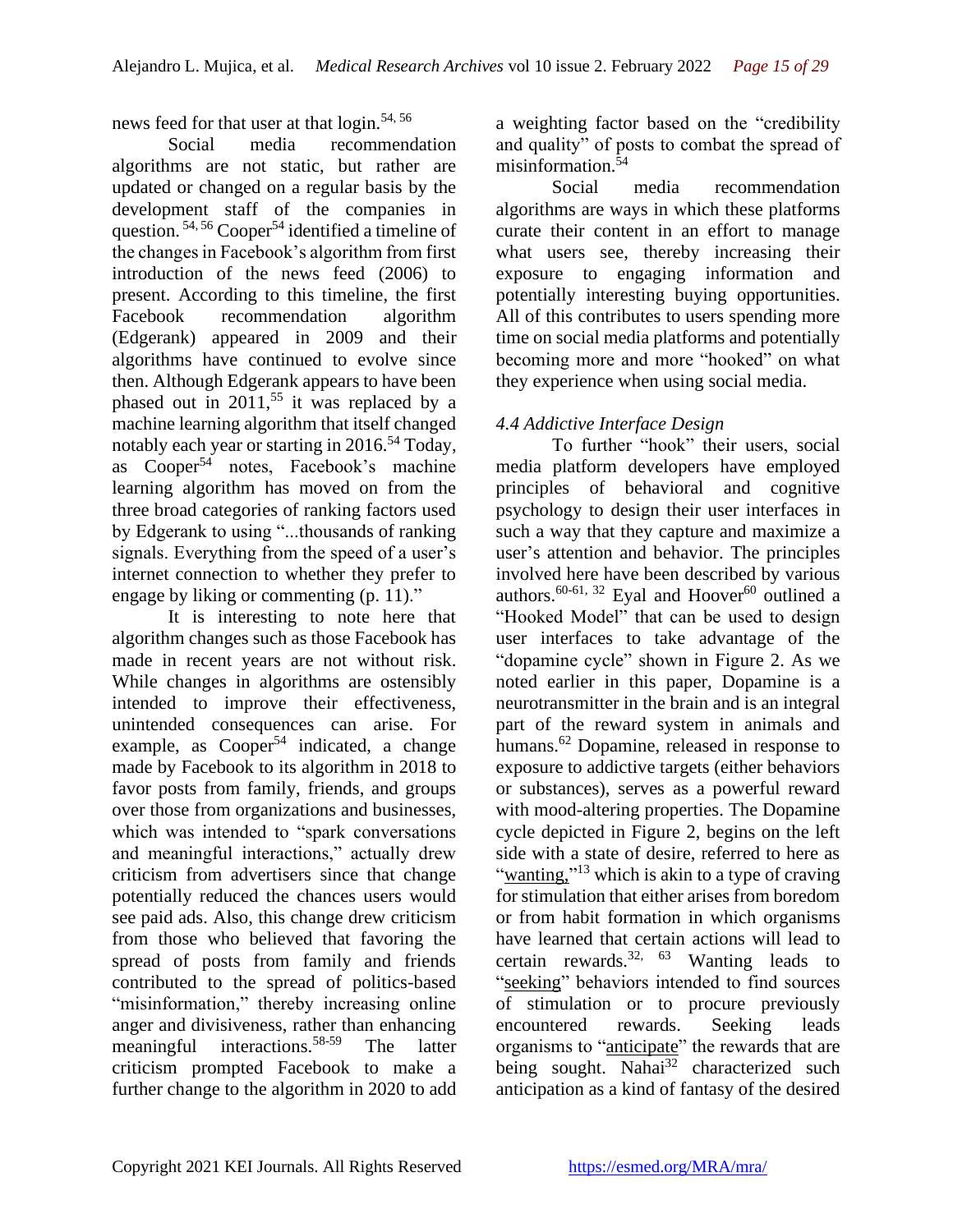news feed for that user at that login.[54, 56]

Social media recommendation algorithms are not static, but rather are updated or changed on a regular basis by the development staff of the companies in question.[54, 56] Cooper[54] identified a timeline of the changes in Facebook's algorithm from first introduction of the news feed (2006) to present. According to this timeline, the first Facebook recommendation algorithm (Edgerank) appeared in 2009 and their algorithms have continued to evolve since then. Although Edgerank appears to have been phased out in 2011,[55] it was replaced by a machine learning algorithm that itself changed notably each year or starting in 2016.[54] Today, as Cooper[54] notes, Facebook's machine learning algorithm has moved on from the three broad categories of ranking factors used by Edgerank to using "...thousands of ranking signals. Everything from the speed of a user's internet connection to whether they prefer to engage by liking or commenting (p. 11)."

It is interesting to note here that algorithm changes such as those Facebook has made in recent years are not without risk. While changes in algorithms are ostensibly intended to improve their effectiveness, unintended consequences can arise. For example, as Cooper[54] indicated, a change made by Facebook to its algorithm in 2018 to favor posts from family, friends, and groups over those from organizations and businesses, which was intended to "spark conversations and meaningful interactions," actually drew criticism from advertisers since that change potentially reduced the chances users would see paid ads. Also, this change drew criticism from those who believed that favoring the spread of posts from family and friends contributed to the spread of politics-based "misinformation," thereby increasing online anger and divisiveness, rather than enhancing meaningful interactions.[58-59] The latter criticism prompted Facebook to make a further change to the algorithm in 2020 to add a weighting factor based on the "credibility and quality" of posts to combat the spread of misinformation.[54]

Social media recommendation algorithms are ways in which these platforms curate their content in an effort to manage what users see, thereby increasing their exposure to engaging information and potentially interesting buying opportunities. All of this contributes to users spending more time on social media platforms and potentially becoming more and more "hooked" on what they experience when using social media.

### *4.4 Addictive Interface Design*

To further "hook" their users, social media platform developers have employed principles of behavioral and cognitive psychology to design their user interfaces in such a way that they capture and maximize a user's attention and behavior. The principles involved here have been described by various authors.[60-61, 32] Eyal and Hoover[60] outlined a "Hooked Model" that can be used to design user interfaces to take advantage of the "dopamine cycle" shown in Figure 2. As we noted earlier in this paper, Dopamine is a neurotransmitter in the brain and is an integral part of the reward system in animals and humans.[62] Dopamine, released in response to exposure to addictive targets (either behaviors or substances), serves as a powerful reward with mood-altering properties. The Dopamine cycle depicted in Figure 2, begins on the left side with a state of desire, referred to here as "<u>wanting,</u>"[13] which is akin to a type of craving for stimulation that either arises from boredom or from habit formation in which organisms have learned that certain actions will lead to certain rewards.[32, 63] Wanting leads to "<u>seeking</u>" behaviors intended to find sources of stimulation or to procure previously encountered rewards. Seeking leads organisms to "<u>anticipate</u>" the rewards that are being sought. Nahai[32] characterized such anticipation as a kind of fantasy of the desired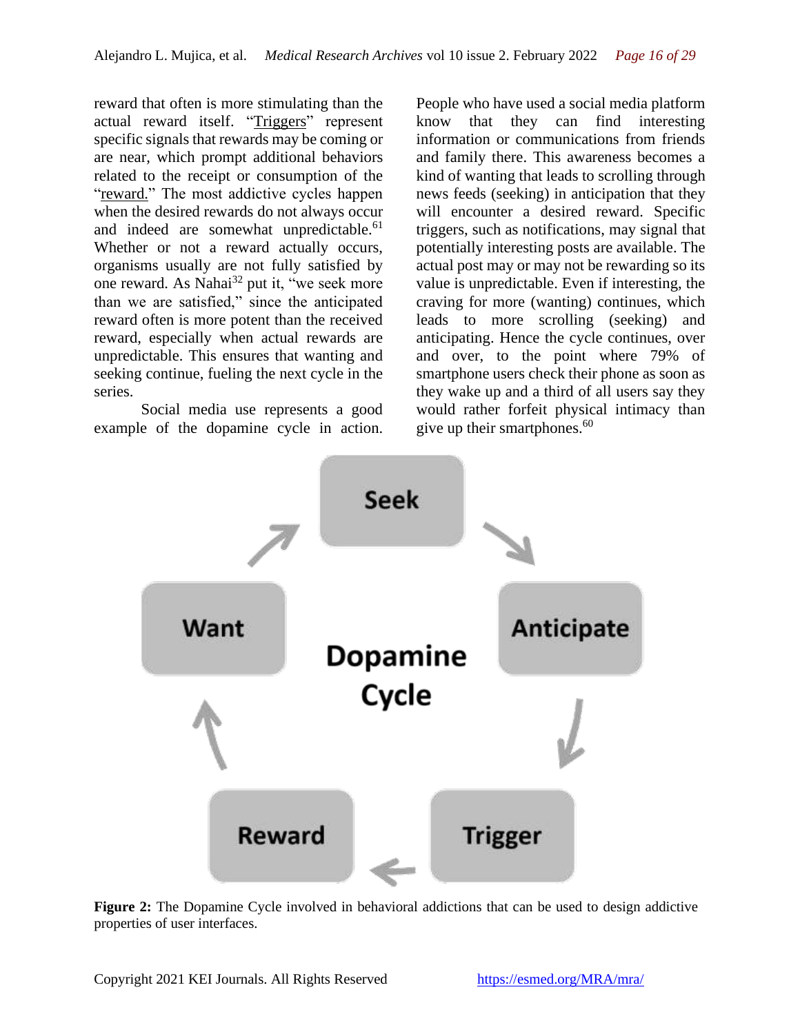reward that often is more stimulating than the actual reward itself. "Triggers" represent specific signals that rewards may be coming or are near, which prompt additional behaviors related to the receipt or consumption of the "reward." The most addictive cycles happen when the desired rewards do not always occur and indeed are somewhat unpredictable.[61] Whether or not a reward actually occurs, organisms usually are not fully satisfied by one reward. As Nahai[32] put it, "we seek more than we are satisfied," since the anticipated reward often is more potent than the received reward, especially when actual rewards are unpredictable. This ensures that wanting and seeking continue, fueling the next cycle in the series.

Social media use represents a good example of the dopamine cycle in action. People who have used a social media platform know that they can find interesting information or communications from friends and family there. This awareness becomes a kind of wanting that leads to scrolling through news feeds (seeking) in anticipation that they will encounter a desired reward. Specific triggers, such as notifications, may signal that potentially interesting posts are available. The actual post may or may not be rewarding so its value is unpredictable. Even if interesting, the craving for more (wanting) continues, which leads to more scrolling (seeking) and anticipating. Hence the cycle continues, over and over, to the point where 79% of smartphone users check their phone as soon as they wake up and a third of all users say they would rather forfeit physical intimacy than give up their smartphones.[60]

**Figure 2:** The Dopamine Cycle involved in behavioral addictions that can be used to design addictive properties of user interfaces.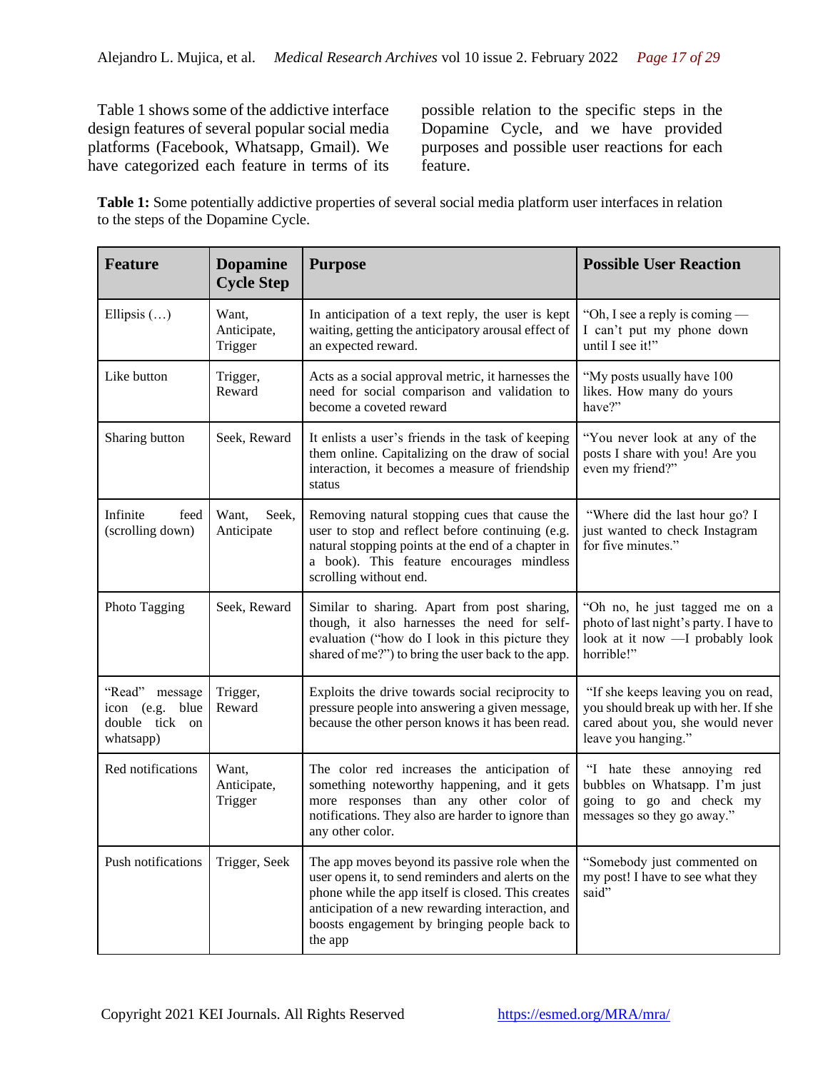Table 1 shows some of the addictive interface design features of several popular social media platforms (Facebook, Whatsapp, Gmail). We have categorized each feature in terms of its possible relation to the specific steps in the Dopamine Cycle, and we have provided purposes and possible user reactions for each feature.

**Table 1:** Some potentially addictive properties of several social media platform user interfaces in relation to the steps of the Dopamine Cycle.

| Feature | Dopamine Cycle Step | Purpose | Possible User Reaction |
|---|---|---|---|
| Ellipsis (…) | Want, Anticipate, Trigger | In anticipation of a text reply, the user is kept waiting, getting the anticipatory arousal effect of an expected reward. | "Oh, I see a reply is coming — I can't put my phone down until I see it!" |
| Like button | Trigger, Reward | Acts as a social approval metric, it harnesses the need for social comparison and validation to become a coveted reward | "My posts usually have 100 likes. How many do yours have?" |
| Sharing button | Seek, Reward | It enlists a user's friends in the task of keeping them online. Capitalizing on the draw of social interaction, it becomes a measure of friendship status | "You never look at any of the posts I share with you! Are you even my friend?" |
| Infinite feed (scrolling down) | Want, Seek, Anticipate | Removing natural stopping cues that cause the user to stop and reflect before continuing (e.g. natural stopping points at the end of a chapter in a book). This feature encourages mindless scrolling without end. | "Where did the last hour go? I just wanted to check Instagram for five minutes." |
| Photo Tagging | Seek, Reward | Similar to sharing. Apart from post sharing, though, it also harnesses the need for self-evaluation ("how do I look in this picture they shared of me?") to bring the user back to the app. | "Oh no, he just tagged me on a photo of last night's party. I have to look at it now —I probably look horrible!" |
| "Read" message icon (e.g. blue double tick on whatsapp) | Trigger, Reward | Exploits the drive towards social reciprocity to pressure people into answering a given message, because the other person knows it has been read. | "If she keeps leaving you on read, you should break up with her. If she cared about you, she would never leave you hanging." |
| Red notifications | Want, Anticipate, Trigger | The color red increases the anticipation of something noteworthy happening, and it gets more responses than any other color of notifications. They also are harder to ignore than any other color. | "I hate these annoying red bubbles on Whatsapp. I'm just going to go and check my messages so they go away." |
| Push notifications | Trigger, Seek | The app moves beyond its passive role when the user opens it, to send reminders and alerts on the phone while the app itself is closed. This creates anticipation of a new rewarding interaction, and boosts engagement by bringing people back to the app | "Somebody just commented on my post! I have to see what they said" |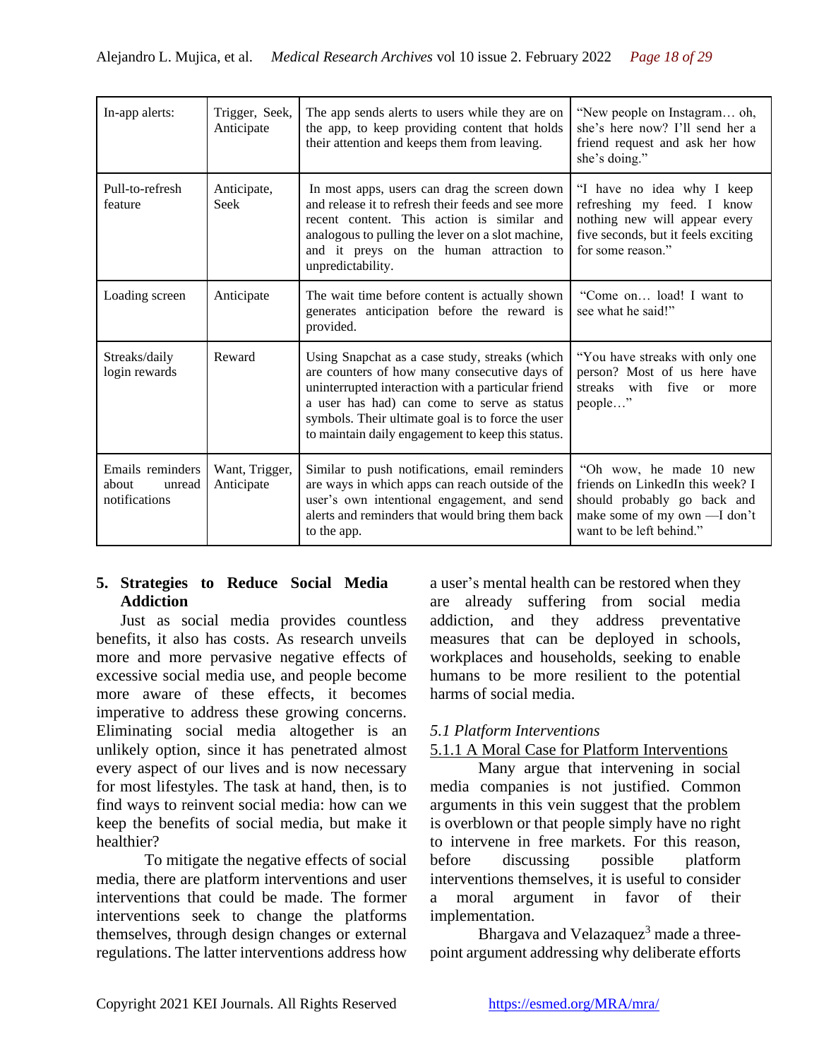| In-app alerts: | Trigger, Seek, Anticipate | The app sends alerts to users while they are on the app, to keep providing content that holds their attention and keeps them from leaving. | "New people on Instagram… oh, she's here now? I'll send her a friend request and ask her how she's doing." |
|---|---|---|---|
| Pull-to-refresh feature | Anticipate, Seek | In most apps, users can drag the screen down and release it to refresh their feeds and see more recent content. This action is similar and analogous to pulling the lever on a slot machine, and it preys on the human attraction to unpredictability. | "I have no idea why I keep refreshing my feed. I know nothing new will appear every five seconds, but it feels exciting for some reason." |
| Loading screen | Anticipate | The wait time before content is actually shown generates anticipation before the reward is provided. | "Come on… load! I want to see what he said!" |
| Streaks/daily login rewards | Reward | Using Snapchat as a case study, streaks (which are counters of how many consecutive days of uninterrupted interaction with a particular friend a user has had) can come to serve as status symbols. Their ultimate goal is to force the user to maintain daily engagement to keep this status. | "You have streaks with only one person? Most of us here have streaks with five or more people…" |
| Emails reminders about unread notifications | Want, Trigger, Anticipate | Similar to push notifications, email reminders are ways in which apps can reach outside of the user's own intentional engagement, and send alerts and reminders that would bring them back to the app. | "Oh wow, he made 10 new friends on LinkedIn this week? I should probably go back and make some of my own —I don't want to be left behind." |

## 5. Strategies to Reduce Social Media Addiction

Just as social media provides countless benefits, it also has costs. As research unveils more and more pervasive negative effects of excessive social media use, and people become more aware of these effects, it becomes imperative to address these growing concerns. Eliminating social media altogether is an unlikely option, since it has penetrated almost every aspect of our lives and is now necessary for most lifestyles. The task at hand, then, is to find ways to reinvent social media: how can we keep the benefits of social media, but make it healthier?

To mitigate the negative effects of social media, there are platform interventions and user interventions that could be made. The former interventions seek to change the platforms themselves, through design changes or external regulations. The latter interventions address how a user's mental health can be restored when they are already suffering from social media addiction, and they address preventative measures that can be deployed in schools, workplaces and households, seeking to enable humans to be more resilient to the potential harms of social media.

### *5.1 Platform Interventions*

#### 5.1.1 A Moral Case for Platform Interventions

Many argue that intervening in social media companies is not justified. Common arguments in this vein suggest that the problem is overblown or that people simply have no right to intervene in free markets. For this reason, before discussing possible platform interventions themselves, it is useful to consider a moral argument in favor of their implementation.

Bhargava and Velazaquez[3] made a three-point argument addressing why deliberate efforts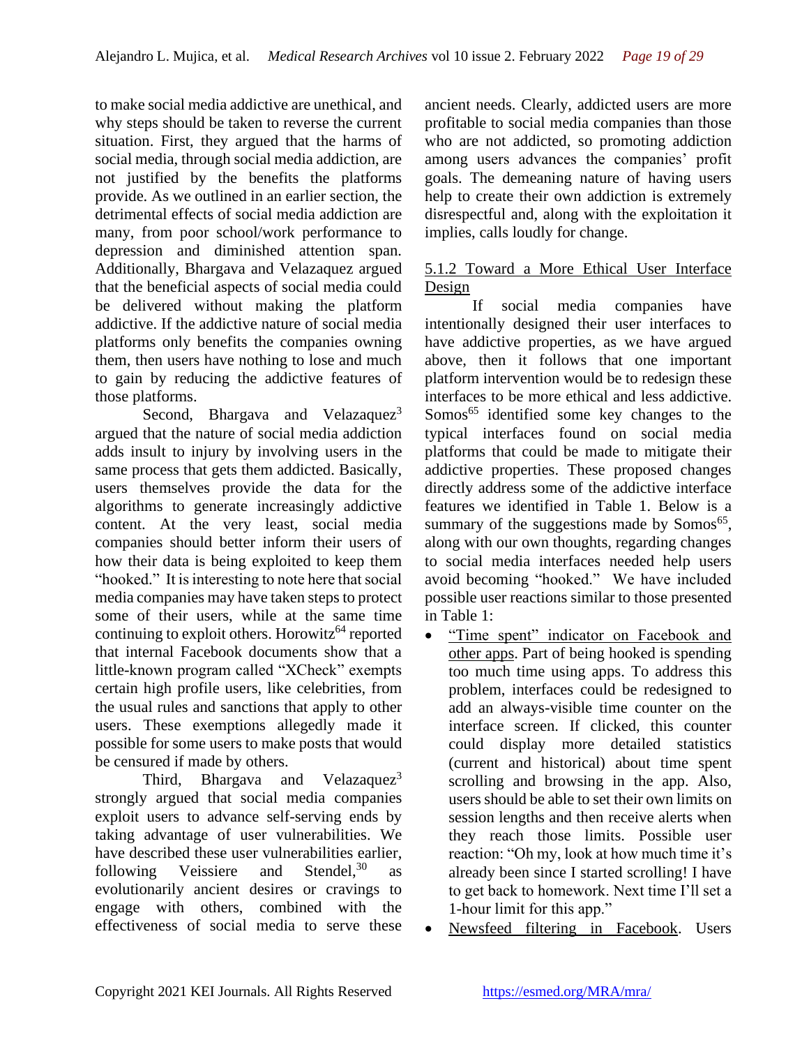to make social media addictive are unethical, and why steps should be taken to reverse the current situation. First, they argued that the harms of social media, through social media addiction, are not justified by the benefits the platforms provide. As we outlined in an earlier section, the detrimental effects of social media addiction are many, from poor school/work performance to depression and diminished attention span. Additionally, Bhargava and Velazaquez argued that the beneficial aspects of social media could be delivered without making the platform addictive. If the addictive nature of social media platforms only benefits the companies owning them, then users have nothing to lose and much to gain by reducing the addictive features of those platforms.

Second, Bhargava and Velazaquez[3] argued that the nature of social media addiction adds insult to injury by involving users in the same process that gets them addicted. Basically, users themselves provide the data for the algorithms to generate increasingly addictive content. At the very least, social media companies should better inform their users of how their data is being exploited to keep them "hooked." It is interesting to note here that social media companies may have taken steps to protect some of their users, while at the same time continuing to exploit others. Horowitz[64] reported that internal Facebook documents show that a little-known program called "XCheck" exempts certain high profile users, like celebrities, from the usual rules and sanctions that apply to other users. These exemptions allegedly made it possible for some users to make posts that would be censured if made by others.

Third, Bhargava and Velazaquez[3] strongly argued that social media companies exploit users to advance self-serving ends by taking advantage of user vulnerabilities. We have described these user vulnerabilities earlier, following Veissiere and Stendel,[30] as evolutionarily ancient desires or cravings to engage with others, combined with the effectiveness of social media to serve these ancient needs. Clearly, addicted users are more profitable to social media companies than those who are not addicted, so promoting addiction among users advances the companies' profit goals. The demeaning nature of having users help to create their own addiction is extremely disrespectful and, along with the exploitation it implies, calls loudly for change.

#### 5.1.2 Toward a More Ethical User Interface Design

If social media companies have intentionally designed their user interfaces to have addictive properties, as we have argued above, then it follows that one important platform intervention would be to redesign these interfaces to be more ethical and less addictive. Somos[65] identified some key changes to the typical interfaces found on social media platforms that could be made to mitigate their addictive properties. These proposed changes directly address some of the addictive interface features we identified in Table 1. Below is a summary of the suggestions made by Somos[65], along with our own thoughts, regarding changes to social media interfaces needed help users avoid becoming "hooked." We have included possible user reactions similar to those presented in Table 1:

- <u>"Time spent" indicator on Facebook and other apps</u>. Part of being hooked is spending too much time using apps. To address this problem, interfaces could be redesigned to add an always-visible time counter on the interface screen. If clicked, this counter could display more detailed statistics (current and historical) about time spent scrolling and browsing in the app. Also, users should be able to set their own limits on session lengths and then receive alerts when they reach those limits. Possible user reaction: "Oh my, look at how much time it's already been since I started scrolling! I have to get back to homework. Next time I'll set a 1-hour limit for this app."
- <u>Newsfeed filtering in Facebook</u>. Users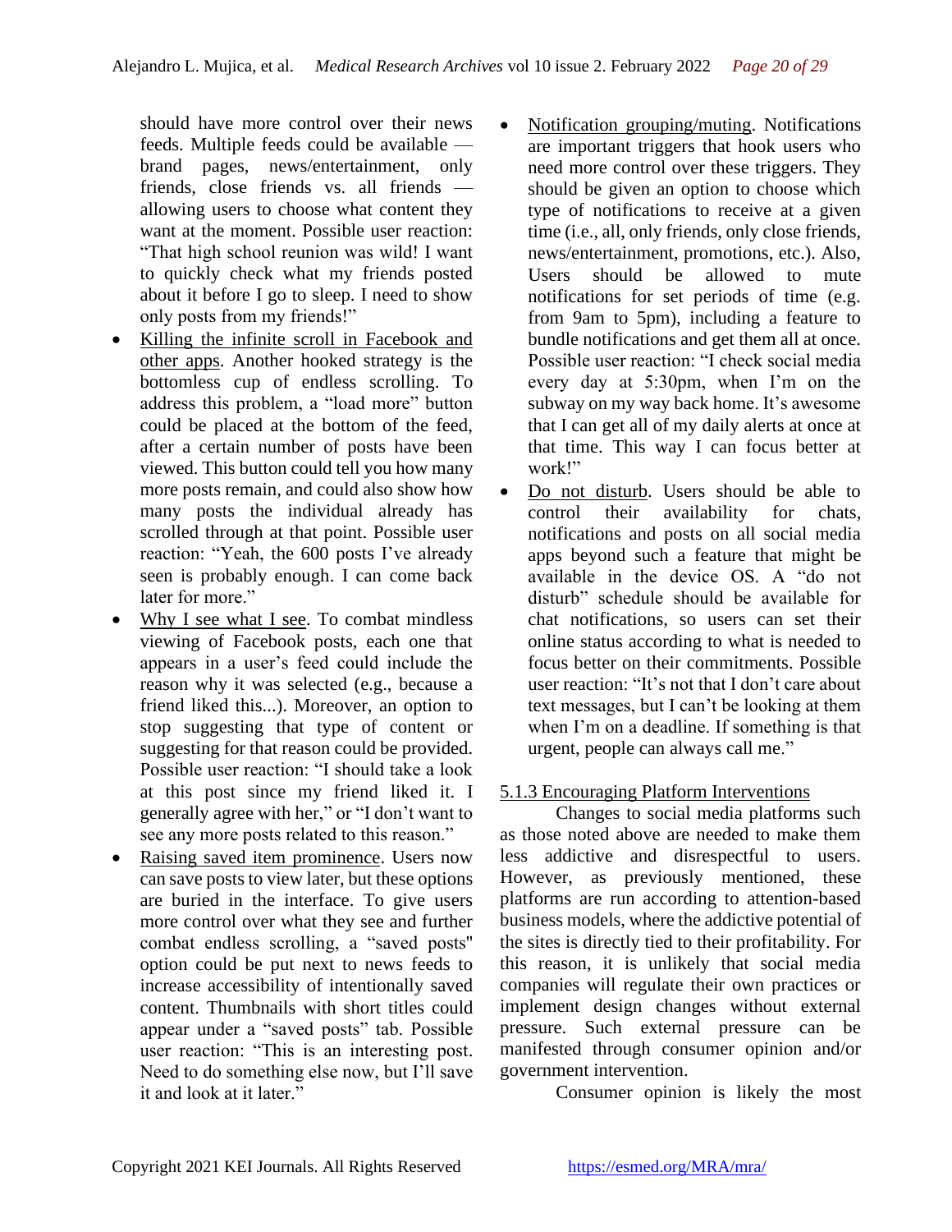should have more control over their news feeds. Multiple feeds could be available — brand pages, news/entertainment, only friends, close friends vs. all friends — allowing users to choose what content they want at the moment. Possible user reaction: "That high school reunion was wild! I want to quickly check what my friends posted about it before I go to sleep. I need to show only posts from my friends!"

- Killing the infinite scroll in Facebook and other apps. Another hooked strategy is the bottomless cup of endless scrolling. To address this problem, a "load more" button could be placed at the bottom of the feed, after a certain number of posts have been viewed. This button could tell you how many more posts remain, and could also show how many posts the individual already has scrolled through at that point. Possible user reaction: "Yeah, the 600 posts I've already seen is probably enough. I can come back later for more."
- Why I see what I see. To combat mindless viewing of Facebook posts, each one that appears in a user's feed could include the reason why it was selected (e.g., because a friend liked this...). Moreover, an option to stop suggesting that type of content or suggesting for that reason could be provided. Possible user reaction: "I should take a look at this post since my friend liked it. I generally agree with her," or "I don't want to see any more posts related to this reason."
- Raising saved item prominence. Users now can save posts to view later, but these options are buried in the interface. To give users more control over what they see and further combat endless scrolling, a "saved posts" option could be put next to news feeds to increase accessibility of intentionally saved content. Thumbnails with short titles could appear under a "saved posts" tab. Possible user reaction: "This is an interesting post. Need to do something else now, but I'll save it and look at it later."
- Notification grouping/muting. Notifications are important triggers that hook users who need more control over these triggers. They should be given an option to choose which type of notifications to receive at a given time (i.e., all, only friends, only close friends, news/entertainment, promotions, etc.). Also, Users should be allowed to mute notifications for set periods of time (e.g. from 9am to 5pm), including a feature to bundle notifications and get them all at once. Possible user reaction: "I check social media every day at 5:30pm, when I'm on the subway on my way back home. It's awesome that I can get all of my daily alerts at once at that time. This way I can focus better at work!"
- Do not disturb. Users should be able to control their availability for chats, notifications and posts on all social media apps beyond such a feature that might be available in the device OS. A "do not disturb" schedule should be available for chat notifications, so users can set their online status according to what is needed to focus better on their commitments. Possible user reaction: "It's not that I don't care about text messages, but I can't be looking at them when I'm on a deadline. If something is that urgent, people can always call me."

#### 5.1.3 Encouraging Platform Interventions

Changes to social media platforms such as those noted above are needed to make them less addictive and disrespectful to users. However, as previously mentioned, these platforms are run according to attention-based business models, where the addictive potential of the sites is directly tied to their profitability. For this reason, it is unlikely that social media companies will regulate their own practices or implement design changes without external pressure. Such external pressure can be manifested through consumer opinion and/or government intervention.

Consumer opinion is likely the most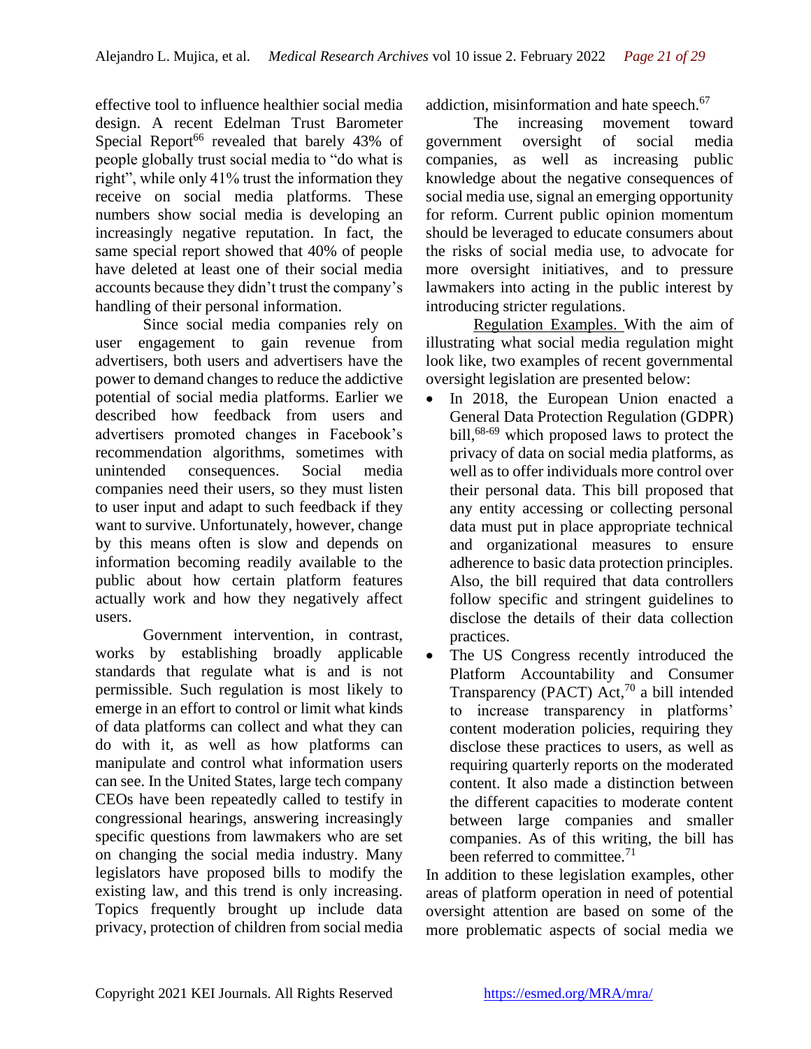effective tool to influence healthier social media design. A recent Edelman Trust Barometer Special Report[66] revealed that barely 43% of people globally trust social media to "do what is right", while only 41% trust the information they receive on social media platforms. These numbers show social media is developing an increasingly negative reputation. In fact, the same special report showed that 40% of people have deleted at least one of their social media accounts because they didn't trust the company's handling of their personal information.

Since social media companies rely on user engagement to gain revenue from advertisers, both users and advertisers have the power to demand changes to reduce the addictive potential of social media platforms. Earlier we described how feedback from users and advertisers promoted changes in Facebook's recommendation algorithms, sometimes with unintended consequences. Social media companies need their users, so they must listen to user input and adapt to such feedback if they want to survive. Unfortunately, however, change by this means often is slow and depends on information becoming readily available to the public about how certain platform features actually work and how they negatively affect users.

Government intervention, in contrast, works by establishing broadly applicable standards that regulate what is and is not permissible. Such regulation is most likely to emerge in an effort to control or limit what kinds of data platforms can collect and what they can do with it, as well as how platforms can manipulate and control what information users can see. In the United States, large tech company CEOs have been repeatedly called to testify in congressional hearings, answering increasingly specific questions from lawmakers who are set on changing the social media industry. Many legislators have proposed bills to modify the existing law, and this trend is only increasing. Topics frequently brought up include data privacy, protection of children from social media addiction, misinformation and hate speech.[67]

The increasing movement toward government oversight of social media companies, as well as increasing public knowledge about the negative consequences of social media use, signal an emerging opportunity for reform. Current public opinion momentum should be leveraged to educate consumers about the risks of social media use, to advocate for more oversight initiatives, and to pressure lawmakers into acting in the public interest by introducing stricter regulations.

Regulation Examples. With the aim of illustrating what social media regulation might look like, two examples of recent governmental oversight legislation are presented below:

- In 2018, the European Union enacted a General Data Protection Regulation (GDPR) bill,[68-69] which proposed laws to protect the privacy of data on social media platforms, as well as to offer individuals more control over their personal data. This bill proposed that any entity accessing or collecting personal data must put in place appropriate technical and organizational measures to ensure adherence to basic data protection principles. Also, the bill required that data controllers follow specific and stringent guidelines to disclose the details of their data collection practices.
- The US Congress recently introduced the Platform Accountability and Consumer Transparency (PACT) Act,[70] a bill intended to increase transparency in platforms' content moderation policies, requiring they disclose these practices to users, as well as requiring quarterly reports on the moderated content. It also made a distinction between the different capacities to moderate content between large companies and smaller companies. As of this writing, the bill has been referred to committee.[71]

In addition to these legislation examples, other areas of platform operation in need of potential oversight attention are based on some of the more problematic aspects of social media we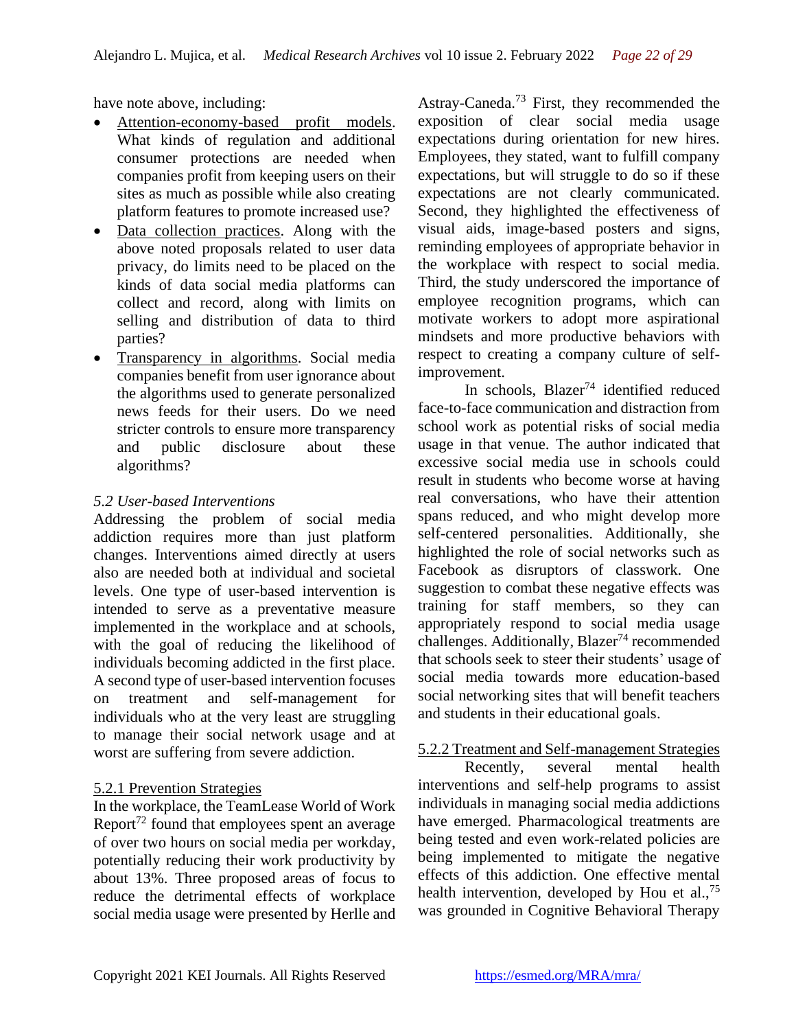have note above, including:

- Attention-economy-based profit models. What kinds of regulation and additional consumer protections are needed when companies profit from keeping users on their sites as much as possible while also creating platform features to promote increased use?
- Data collection practices. Along with the above noted proposals related to user data privacy, do limits need to be placed on the kinds of data social media platforms can collect and record, along with limits on selling and distribution of data to third parties?
- Transparency in algorithms. Social media companies benefit from user ignorance about the algorithms used to generate personalized news feeds for their users. Do we need stricter controls to ensure more transparency and public disclosure about these algorithms?

### *5.2 User-based Interventions*

Addressing the problem of social media addiction requires more than just platform changes. Interventions aimed directly at users also are needed both at individual and societal levels. One type of user-based intervention is intended to serve as a preventative measure implemented in the workplace and at schools, with the goal of reducing the likelihood of individuals becoming addicted in the first place. A second type of user-based intervention focuses on treatment and self-management for individuals who at the very least are struggling to manage their social network usage and at worst are suffering from severe addiction.

#### 5.2.1 Prevention Strategies

In the workplace, the TeamLease World of Work Report[72] found that employees spent an average of over two hours on social media per workday, potentially reducing their work productivity by about 13%. Three proposed areas of focus to reduce the detrimental effects of workplace social media usage were presented by Herlle and Astray-Caneda.[73] First, they recommended the exposition of clear social media usage expectations during orientation for new hires. Employees, they stated, want to fulfill company expectations, but will struggle to do so if these expectations are not clearly communicated. Second, they highlighted the effectiveness of visual aids, image-based posters and signs, reminding employees of appropriate behavior in the workplace with respect to social media. Third, the study underscored the importance of employee recognition programs, which can motivate workers to adopt more aspirational mindsets and more productive behaviors with respect to creating a company culture of self-improvement.

In schools, Blazer[74] identified reduced face-to-face communication and distraction from school work as potential risks of social media usage in that venue. The author indicated that excessive social media use in schools could result in students who become worse at having real conversations, who have their attention spans reduced, and who might develop more self-centered personalities. Additionally, she highlighted the role of social networks such as Facebook as disruptors of classwork. One suggestion to combat these negative effects was training for staff members, so they can appropriately respond to social media usage challenges. Additionally, Blazer[74] recommended that schools seek to steer their students' usage of social media towards more education-based social networking sites that will benefit teachers and students in their educational goals.

#### 5.2.2 Treatment and Self-management Strategies

Recently, several mental health interventions and self-help programs to assist individuals in managing social media addictions have emerged. Pharmacological treatments are being tested and even work-related policies are being implemented to mitigate the negative effects of this addiction. One effective mental health intervention, developed by Hou et al.,[75] was grounded in Cognitive Behavioral Therapy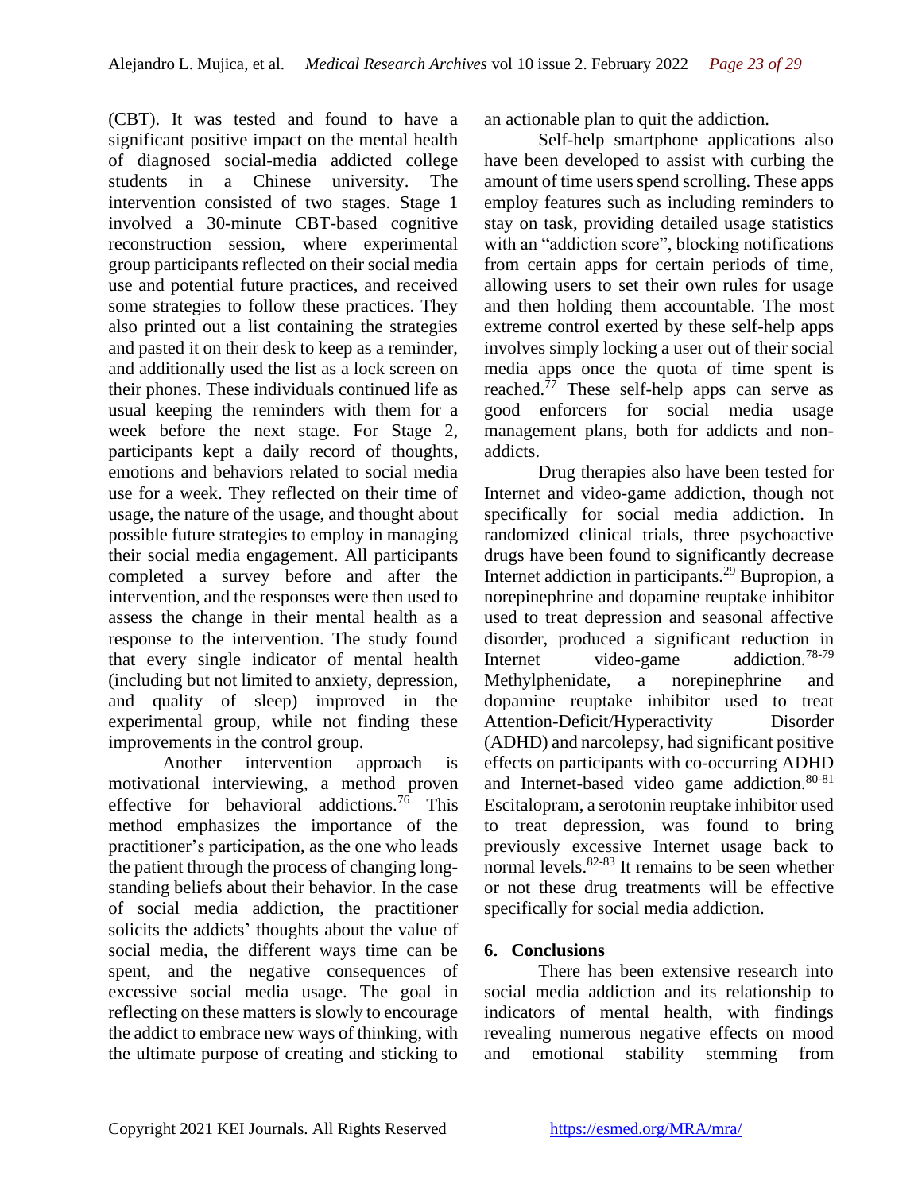(CBT). It was tested and found to have a significant positive impact on the mental health of diagnosed social-media addicted college students in a Chinese university. The intervention consisted of two stages. Stage 1 involved a 30-minute CBT-based cognitive reconstruction session, where experimental group participants reflected on their social media use and potential future practices, and received some strategies to follow these practices. They also printed out a list containing the strategies and pasted it on their desk to keep as a reminder, and additionally used the list as a lock screen on their phones. These individuals continued life as usual keeping the reminders with them for a week before the next stage. For Stage 2, participants kept a daily record of thoughts, emotions and behaviors related to social media use for a week. They reflected on their time of usage, the nature of the usage, and thought about possible future strategies to employ in managing their social media engagement. All participants completed a survey before and after the intervention, and the responses were then used to assess the change in their mental health as a response to the intervention. The study found that every single indicator of mental health (including but not limited to anxiety, depression, and quality of sleep) improved in the experimental group, while not finding these improvements in the control group.

Another intervention approach is motivational interviewing, a method proven effective for behavioral addictions.[76] This method emphasizes the importance of the practitioner's participation, as the one who leads the patient through the process of changing long-standing beliefs about their behavior. In the case of social media addiction, the practitioner solicits the addicts' thoughts about the value of social media, the different ways time can be spent, and the negative consequences of excessive social media usage. The goal in reflecting on these matters is slowly to encourage the addict to embrace new ways of thinking, with the ultimate purpose of creating and sticking to an actionable plan to quit the addiction.

Self-help smartphone applications also have been developed to assist with curbing the amount of time users spend scrolling. These apps employ features such as including reminders to stay on task, providing detailed usage statistics with an "addiction score", blocking notifications from certain apps for certain periods of time, allowing users to set their own rules for usage and then holding them accountable. The most extreme control exerted by these self-help apps involves simply locking a user out of their social media apps once the quota of time spent is reached.[77] These self-help apps can serve as good enforcers for social media usage management plans, both for addicts and non-addicts.

Drug therapies also have been tested for Internet and video-game addiction, though not specifically for social media addiction. In randomized clinical trials, three psychoactive drugs have been found to significantly decrease Internet addiction in participants.[29] Bupropion, a norepinephrine and dopamine reuptake inhibitor used to treat depression and seasonal affective disorder, produced a significant reduction in Internet video-game addiction.[78-79] Methylphenidate, a norepinephrine and dopamine reuptake inhibitor used to treat Attention-Deficit/Hyperactivity Disorder (ADHD) and narcolepsy, had significant positive effects on participants with co-occurring ADHD and Internet-based video game addiction.[80-81] Escitalopram, a serotonin reuptake inhibitor used to treat depression, was found to bring previously excessive Internet usage back to normal levels.[82-83] It remains to be seen whether or not these drug treatments will be effective specifically for social media addiction.

## 6. Conclusions

There has been extensive research into social media addiction and its relationship to indicators of mental health, with findings revealing numerous negative effects on mood and emotional stability stemming from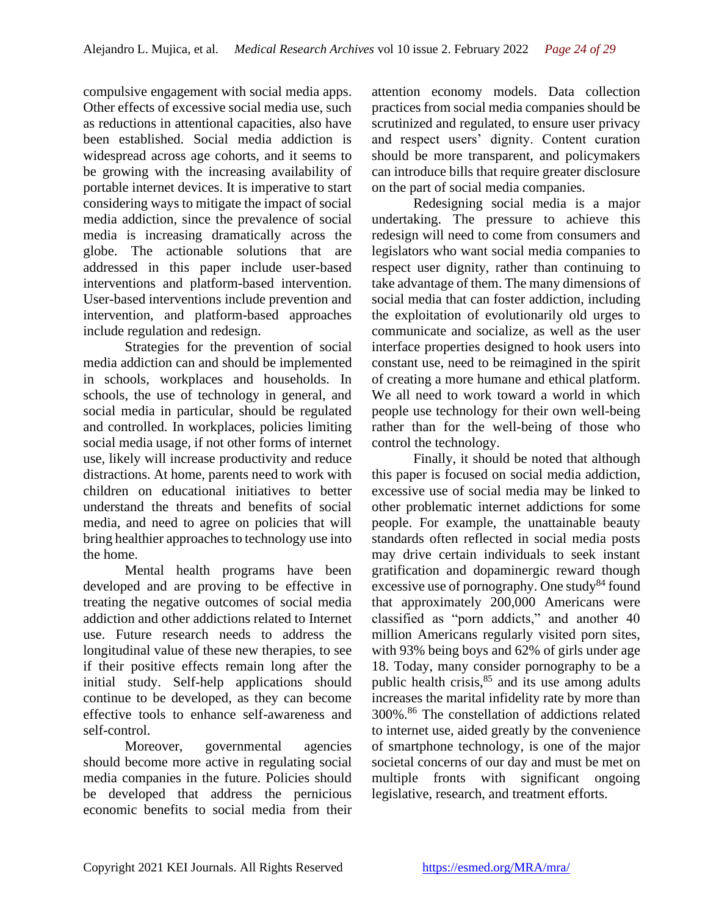compulsive engagement with social media apps. Other effects of excessive social media use, such as reductions in attentional capacities, also have been established. Social media addiction is widespread across age cohorts, and it seems to be growing with the increasing availability of portable internet devices. It is imperative to start considering ways to mitigate the impact of social media addiction, since the prevalence of social media is increasing dramatically across the globe. The actionable solutions that are addressed in this paper include user-based interventions and platform-based intervention. User-based interventions include prevention and intervention, and platform-based approaches include regulation and redesign.

Strategies for the prevention of social media addiction can and should be implemented in schools, workplaces and households. In schools, the use of technology in general, and social media in particular, should be regulated and controlled. In workplaces, policies limiting social media usage, if not other forms of internet use, likely will increase productivity and reduce distractions. At home, parents need to work with children on educational initiatives to better understand the threats and benefits of social media, and need to agree on policies that will bring healthier approaches to technology use into the home.

Mental health programs have been developed and are proving to be effective in treating the negative outcomes of social media addiction and other addictions related to Internet use. Future research needs to address the longitudinal value of these new therapies, to see if their positive effects remain long after the initial study. Self-help applications should continue to be developed, as they can become effective tools to enhance self-awareness and self-control.

Moreover, governmental agencies should become more active in regulating social media companies in the future. Policies should be developed that address the pernicious economic benefits to social media from their attention economy models. Data collection practices from social media companies should be scrutinized and regulated, to ensure user privacy and respect users' dignity. Content curation should be more transparent, and policymakers can introduce bills that require greater disclosure on the part of social media companies.

Redesigning social media is a major undertaking. The pressure to achieve this redesign will need to come from consumers and legislators who want social media companies to respect user dignity, rather than continuing to take advantage of them. The many dimensions of social media that can foster addiction, including the exploitation of evolutionarily old urges to communicate and socialize, as well as the user interface properties designed to hook users into constant use, need to be reimagined in the spirit of creating a more humane and ethical platform. We all need to work toward a world in which people use technology for their own well-being rather than for the well-being of those who control the technology.

Finally, it should be noted that although this paper is focused on social media addiction, excessive use of social media may be linked to other problematic internet addictions for some people. For example, the unattainable beauty standards often reflected in social media posts may drive certain individuals to seek instant gratification and dopaminergic reward though excessive use of pornography. One study[84] found that approximately 200,000 Americans were classified as "porn addicts," and another 40 million Americans regularly visited porn sites, with 93% being boys and 62% of girls under age 18. Today, many consider pornography to be a public health crisis,[85] and its use among adults increases the marital infidelity rate by more than 300%.[86] The constellation of addictions related to internet use, aided greatly by the convenience of smartphone technology, is one of the major societal concerns of our day and must be met on multiple fronts with significant ongoing legislative, research, and treatment efforts.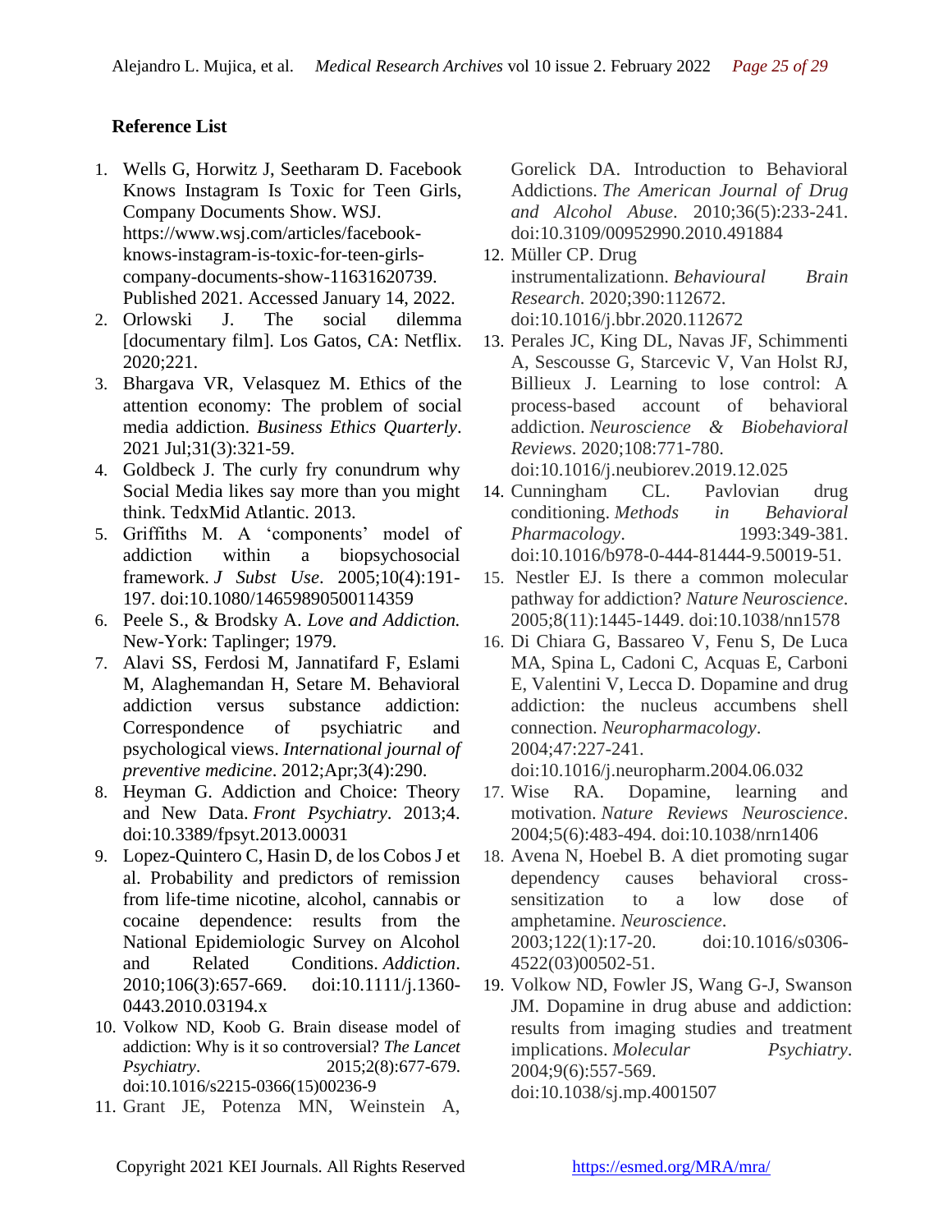**Reference List**

1. Wells G, Horwitz J, Seetharam D. Facebook Knows Instagram Is Toxic for Teen Girls, Company Documents Show. WSJ. https://www.wsj.com/articles/facebook-knows-instagram-is-toxic-for-teen-girls-company-documents-show-11631620739. Published 2021. Accessed January 14, 2022.
2. Orlowski J. The social dilemma [documentary film]. Los Gatos, CA: Netflix. 2020;221.
3. Bhargava VR, Velasquez M. Ethics of the attention economy: The problem of social media addiction. *Business Ethics Quarterly*. 2021 Jul;31(3):321-59.
4. Goldbeck J. The curly fry conundrum why Social Media likes say more than you might think. TedxMid Atlantic. 2013.
5. Griffiths M. A 'components' model of addiction within a biopsychosocial framework. *J Subst Use*. 2005;10(4):191-197. doi:10.1080/14659890500114359
6. Peele S., & Brodsky A. *Love and Addiction.* New-York: Taplinger; 1979.
7. Alavi SS, Ferdosi M, Jannatifard F, Eslami M, Alaghemandan H, Setare M. Behavioral addiction versus substance addiction: Correspondence of psychiatric and psychological views. *International journal of preventive medicine*. 2012;Apr;3(4):290.
8. Heyman G. Addiction and Choice: Theory and New Data. *Front Psychiatry*. 2013;4. doi:10.3389/fpsyt.2013.00031
9. Lopez-Quintero C, Hasin D, de los Cobos J et al. Probability and predictors of remission from life-time nicotine, alcohol, cannabis or cocaine dependence: results from the National Epidemiologic Survey on Alcohol and Related Conditions. *Addiction*. 2010;106(3):657-669. doi:10.1111/j.1360-0443.2010.03194.x
10. Volkow ND, Koob G. Brain disease model of addiction: Why is it so controversial? *The Lancet Psychiatry*. 2015;2(8):677-679. doi:10.1016/s2215-0366(15)00236-9
11. Grant JE, Potenza MN, Weinstein A, Gorelick DA. Introduction to Behavioral Addictions. *The American Journal of Drug and Alcohol Abuse*. 2010;36(5):233-241. doi:10.3109/00952990.2010.491884
12. Müller CP. Drug instrumentalizationn. *Behavioural Brain Research*. 2020;390:112672. doi:10.1016/j.bbr.2020.112672
13. Perales JC, King DL, Navas JF, Schimmenti A, Sescousse G, Starcevic V, Van Holst RJ, Billieux J. Learning to lose control: A process-based account of behavioral addiction. *Neuroscience & Biobehavioral Reviews*. 2020;108:771-780. doi:10.1016/j.neubiorev.2019.12.025
14. Cunningham CL. Pavlovian drug conditioning. *Methods in Behavioral Pharmacology*. 1993:349-381. doi:10.1016/b978-0-444-81444-9.50019-51.
15. Nestler EJ. Is there a common molecular pathway for addiction? *Nature Neuroscience*. 2005;8(11):1445-1449. doi:10.1038/nn1578
16. Di Chiara G, Bassareo V, Fenu S, De Luca MA, Spina L, Cadoni C, Acquas E, Carboni E, Valentini V, Lecca D. Dopamine and drug addiction: the nucleus accumbens shell connection. *Neuropharmacology*. 2004;47:227-241. doi:10.1016/j.neuropharm.2004.06.032
17. Wise RA. Dopamine, learning and motivation. *Nature Reviews Neuroscience*. 2004;5(6):483-494. doi:10.1038/nrn1406
18. Avena N, Hoebel B. A diet promoting sugar dependency causes behavioral cross-sensitization to a low dose of amphetamine. *Neuroscience*. 2003;122(1):17-20. doi:10.1016/s0306-4522(03)00502-51.
19. Volkow ND, Fowler JS, Wang G-J, Swanson JM. Dopamine in drug abuse and addiction: results from imaging studies and treatment implications. *Molecular Psychiatry*. 2004;9(6):557-569. doi:10.1038/sj.mp.4001507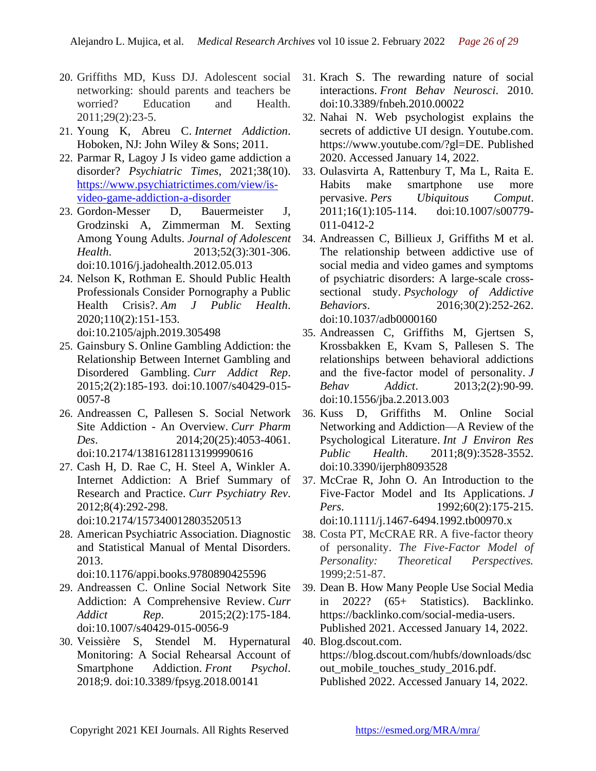20. Griffiths MD, Kuss DJ. Adolescent social networking: should parents and teachers be worried? Education and Health. 2011;29(2):23-5.
21. Young K, Abreu C. *Internet Addiction*. Hoboken, NJ: John Wiley & Sons; 2011.
22. Parmar R, Lagoy J Is video game addiction a disorder? *Psychiatric Times*, 2021;38(10). [https://www.psychiatrictimes.com/view/is-video-game-addiction-a-disorder](https://www.psychiatrictimes.com/view/is-video-game-addiction-a-disorder)
23. Gordon-Messer D, Bauermeister J, Grodzinski A, Zimmerman M. Sexting Among Young Adults. *Journal of Adolescent Health.* 2013;52(3):301-306. doi:10.1016/j.jadohealth.2012.05.013
24. Nelson K, Rothman E. Should Public Health Professionals Consider Pornography a Public Health Crisis?. *Am J Public Health*. 2020;110(2):151-153. doi:10.2105/ajph.2019.305498
25. Gainsbury S. Online Gambling Addiction: the Relationship Between Internet Gambling and Disordered Gambling. *Curr Addict Rep*. 2015;2(2):185-193. doi:10.1007/s40429-015-0057-8
26. Andreassen C, Pallesen S. Social Network Site Addiction - An Overview. *Curr Pharm Des*. 2014;20(25):4053-4061. doi:10.2174/13816128113199990616
27. Cash H, D. Rae C, H. Steel A, Winkler A. Internet Addiction: A Brief Summary of Research and Practice. *Curr Psychiatry Rev*. 2012;8(4):292-298. doi:10.2174/157340012803520513
28. American Psychiatric Association. Diagnostic and Statistical Manual of Mental Disorders. 2013. doi:10.1176/appi.books.9780890425596
29. Andreassen C. Online Social Network Site Addiction: A Comprehensive Review. *Curr Addict Rep*. 2015;2(2):175-184. doi:10.1007/s40429-015-0056-9
30. Veissière S, Stendel M. Hypernatural Monitoring: A Social Rehearsal Account of Smartphone Addiction. *Front Psychol*. 2018;9. doi:10.3389/fpsyg.2018.00141
31. Krach S. The rewarding nature of social interactions. *Front Behav Neurosci*. 2010. doi:10.3389/fnbeh.2010.00022
32. Nahai N. Web psychologist explains the secrets of addictive UI design. Youtube.com. https://www.youtube.com/?gl=DE. Published 2020. Accessed January 14, 2022.
33. Oulasvirta A, Rattenbury T, Ma L, Raita E. Habits make smartphone use more pervasive. *Pers Ubiquitous Comput*. 2011;16(1):105-114. doi:10.1007/s00779-011-0412-2
34. Andreassen C, Billieux J, Griffiths M et al. The relationship between addictive use of social media and video games and symptoms of psychiatric disorders: A large-scale cross-sectional study. *Psychology of Addictive Behaviors*. 2016;30(2):252-262. doi:10.1037/adb0000160
35. Andreassen C, Griffiths M, Gjertsen S, Krossbakken E, Kvam S, Pallesen S. The relationships between behavioral addictions and the five-factor model of personality. *J Behav Addict*. 2013;2(2):90-99. doi:10.1556/jba.2.2013.003
36. Kuss D, Griffiths M. Online Social Networking and Addiction—A Review of the Psychological Literature. *Int J Environ Res Public Health*. 2011;8(9):3528-3552. doi:10.3390/ijerph8093528
37. McCrae R, John O. An Introduction to the Five-Factor Model and Its Applications. *J Pers*. 1992;60(2):175-215. doi:10.1111/j.1467-6494.1992.tb00970.x
38. Costa PT, McCRAE RR. A five-factor theory of personality. *The Five-Factor Model of Personality: Theoretical Perspectives.* 1999;2:51-87.
39. Dean B. How Many People Use Social Media in 2022? (65+ Statistics). Backlinko. https://backlinko.com/social-media-users. Published 2021. Accessed January 14, 2022.
40. Blog.dscout.com. https://blog.dscout.com/hubfs/downloads/dscout_mobile_touches_study_2016.pdf. Published 2022. Accessed January 14, 2022.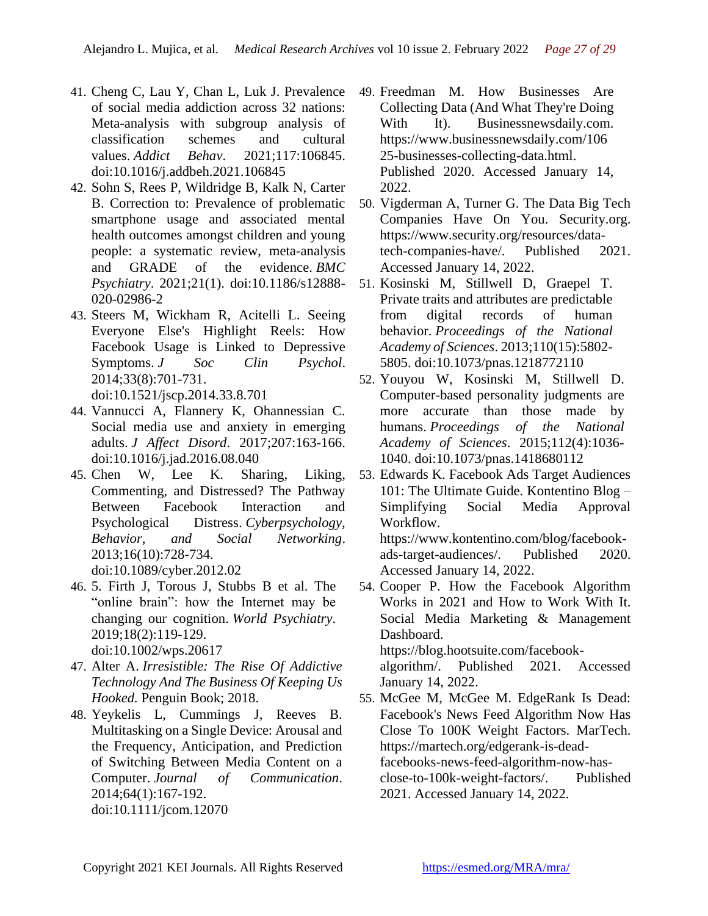41. Cheng C, Lau Y, Chan L, Luk J. Prevalence of social media addiction across 32 nations: Meta-analysis with subgroup analysis of classification schemes and cultural values. *Addict Behav*. 2021;117:106845. doi:10.1016/j.addbeh.2021.106845
42. Sohn S, Rees P, Wildridge B, Kalk N, Carter B. Correction to: Prevalence of problematic smartphone usage and associated mental health outcomes amongst children and young people: a systematic review, meta-analysis and GRADE of the evidence. *BMC Psychiatry*. 2021;21(1). doi:10.1186/s12888-020-02986-2
43. Steers M, Wickham R, Acitelli L. Seeing Everyone Else's Highlight Reels: How Facebook Usage is Linked to Depressive Symptoms. *J Soc Clin Psychol*. 2014;33(8):701-731. doi:10.1521/jscp.2014.33.8.701
44. Vannucci A, Flannery K, Ohannessian C. Social media use and anxiety in emerging adults. *J Affect Disord*. 2017;207:163-166. doi:10.1016/j.jad.2016.08.040
45. Chen W, Lee K. Sharing, Liking, Commenting, and Distressed? The Pathway Between Facebook Interaction and Psychological Distress. *Cyberpsychology, Behavior, and Social Networking*. 2013;16(10):728-734. doi:10.1089/cyber.2012.02
46. 5. Firth J, Torous J, Stubbs B et al. The "online brain": how the Internet may be changing our cognition. *World Psychiatry*. 2019;18(2):119-129. doi:10.1002/wps.20617
47. Alter A. *Irresistible: The Rise Of Addictive Technology And The Business Of Keeping Us Hooked.* Penguin Book; 2018.
48. Yeykelis L, Cummings J, Reeves B. Multitasking on a Single Device: Arousal and the Frequency, Anticipation, and Prediction of Switching Between Media Content on a Computer. *Journal of Communication*. 2014;64(1):167-192. doi:10.1111/jcom.12070
49. Freedman M. How Businesses Are Collecting Data (And What They're Doing With It). Businessnewsdaily.com. https://www.businessnewsdaily.com/10625-businesses-collecting-data.html. Published 2020. Accessed January 14, 2022.
50. Vigderman A, Turner G. The Data Big Tech Companies Have On You. Security.org. https://www.security.org/resources/data-tech-companies-have/. Published 2021. Accessed January 14, 2022.
51. Kosinski M, Stillwell D, Graepel T. Private traits and attributes are predictable from digital records of human behavior. *Proceedings of the National Academy of Sciences*. 2013;110(15):5802-5805. doi:10.1073/pnas.1218772110
52. Youyou W, Kosinski M, Stillwell D. Computer-based personality judgments are more accurate than those made by humans. *Proceedings of the National Academy of Sciences*. 2015;112(4):1036-1040. doi:10.1073/pnas.1418680112
53. Edwards K. Facebook Ads Target Audiences 101: The Ultimate Guide. Kontentino Blog – Simplifying Social Media Approval Workflow. https://www.kontentino.com/blog/facebook-ads-target-audiences/. Published 2020. Accessed January 14, 2022.
54. Cooper P. How the Facebook Algorithm Works in 2021 and How to Work With It. Social Media Marketing & Management Dashboard. https://blog.hootsuite.com/facebook-algorithm/. Published 2021. Accessed January 14, 2022.
55. McGee M, McGee M. EdgeRank Is Dead: Facebook's News Feed Algorithm Now Has Close To 100K Weight Factors. MarTech. https://martech.org/edgerank-is-dead-facebooks-news-feed-algorithm-now-has-close-to-100k-weight-factors/. Published 2021. Accessed January 14, 2022.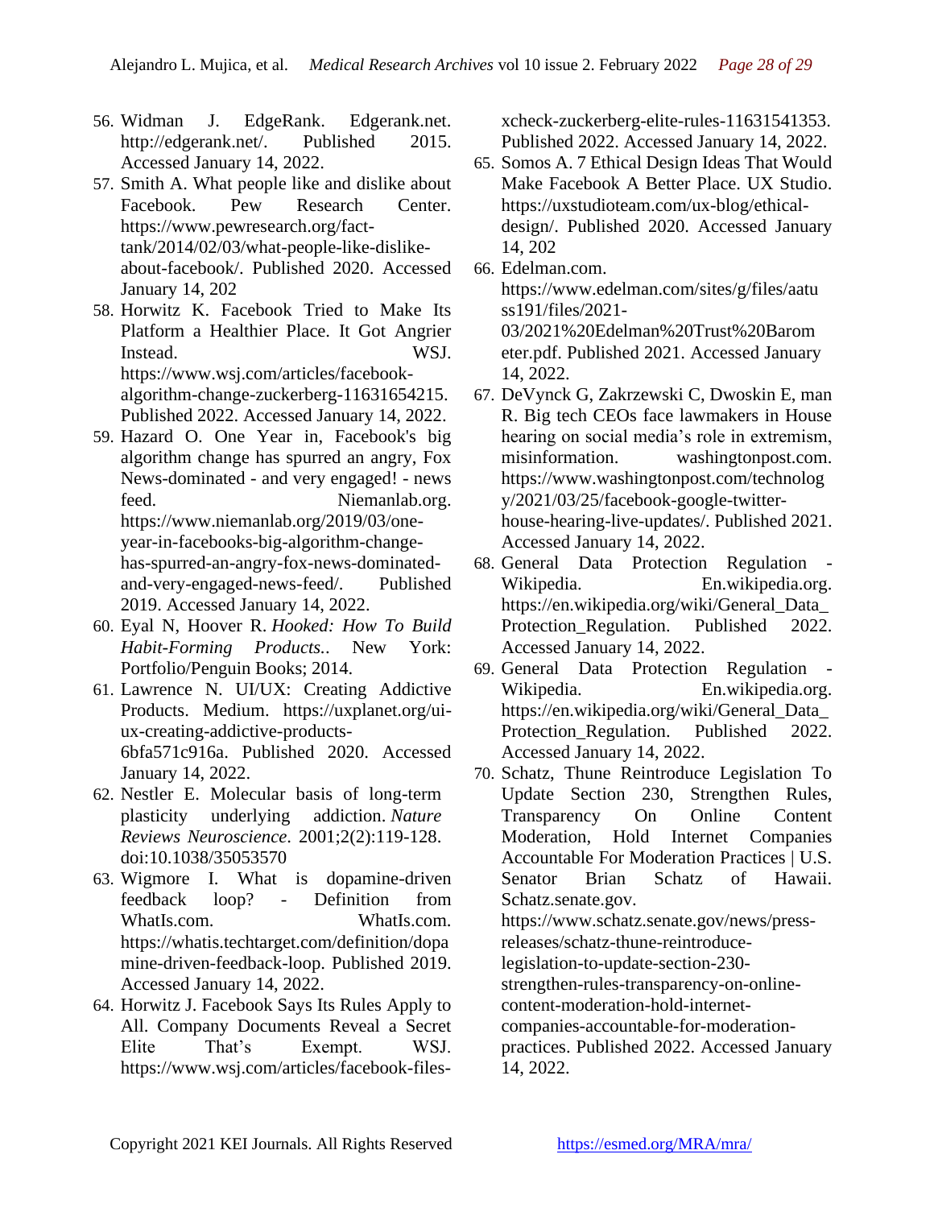56. Widman J. EdgeRank. Edgerank.net. http://edgerank.net/. Published 2015. Accessed January 14, 2022.
57. Smith A. What people like and dislike about Facebook. Pew Research Center. https://www.pewresearch.org/fact-tank/2014/02/03/what-people-like-dislike-about-facebook/. Published 2020. Accessed January 14, 202
58. Horwitz K. Facebook Tried to Make Its Platform a Healthier Place. It Got Angrier Instead. WSJ. https://www.wsj.com/articles/facebook-algorithm-change-zuckerberg-11631654215. Published 2022. Accessed January 14, 2022.
59. Hazard O. One Year in, Facebook's big algorithm change has spurred an angry, Fox News-dominated - and very engaged! - news feed. Niemanlab.org. https://www.niemanlab.org/2019/03/one-year-in-facebooks-big-algorithm-change-has-spurred-an-angry-fox-news-dominated-and-very-engaged-news-feed/. Published 2019. Accessed January 14, 2022.
60. Eyal N, Hoover R. *Hooked: How To Build Habit-Forming Products.*. New York: Portfolio/Penguin Books; 2014.
61. Lawrence N. UI/UX: Creating Addictive Products. Medium. https://uxplanet.org/ui-ux-creating-addictive-products-6bfa571c916a. Published 2020. Accessed January 14, 2022.
62. Nestler E. Molecular basis of long-term plasticity underlying addiction. *Nature Reviews Neuroscience*. 2001;2(2):119-128. doi:10.1038/35053570
63. Wigmore I. What is dopamine-driven feedback loop? - Definition from WhatIs.com. WhatIs.com. https://whatis.techtarget.com/definition/dopamine-driven-feedback-loop. Published 2019. Accessed January 14, 2022.
64. Horwitz J. Facebook Says Its Rules Apply to All. Company Documents Reveal a Secret Elite That's Exempt. WSJ. https://www.wsj.com/articles/facebook-files-xcheck-zuckerberg-elite-rules-11631541353. Published 2022. Accessed January 14, 2022.
65. Somos A. 7 Ethical Design Ideas That Would Make Facebook A Better Place. UX Studio. https://uxstudioteam.com/ux-blog/ethical-design/. Published 2020. Accessed January 14, 202
66. Edelman.com. https://www.edelman.com/sites/g/files/aatuss191/files/2021-03/2021%20Edelman%20Trust%20Barometer.pdf. Published 2021. Accessed January 14, 2022.
67. DeVynck G, Zakrzewski C, Dwoskin E, man R. Big tech CEOs face lawmakers in House hearing on social media's role in extremism, misinformation. washingtonpost.com. https://www.washingtonpost.com/technology/2021/03/25/facebook-google-twitter-house-hearing-live-updates/. Published 2021. Accessed January 14, 2022.
68. General Data Protection Regulation - Wikipedia. En.wikipedia.org. https://en.wikipedia.org/wiki/General_Data_Protection_Regulation. Published 2022. Accessed January 14, 2022.
69. General Data Protection Regulation - Wikipedia. En.wikipedia.org. https://en.wikipedia.org/wiki/General_Data_Protection_Regulation. Published 2022. Accessed January 14, 2022.
70. Schatz, Thune Reintroduce Legislation To Update Section 230, Strengthen Rules, Transparency On Online Content Moderation, Hold Internet Companies Accountable For Moderation Practices | U.S. Senator Brian Schatz of Hawaii. Schatz.senate.gov. https://www.schatz.senate.gov/news/press-releases/schatz-thune-reintroduce-legislation-to-update-section-230-strengthen-rules-transparency-on-online-content-moderation-hold-internet-companies-accountable-for-moderation-practices. Published 2022. Accessed January 14, 2022.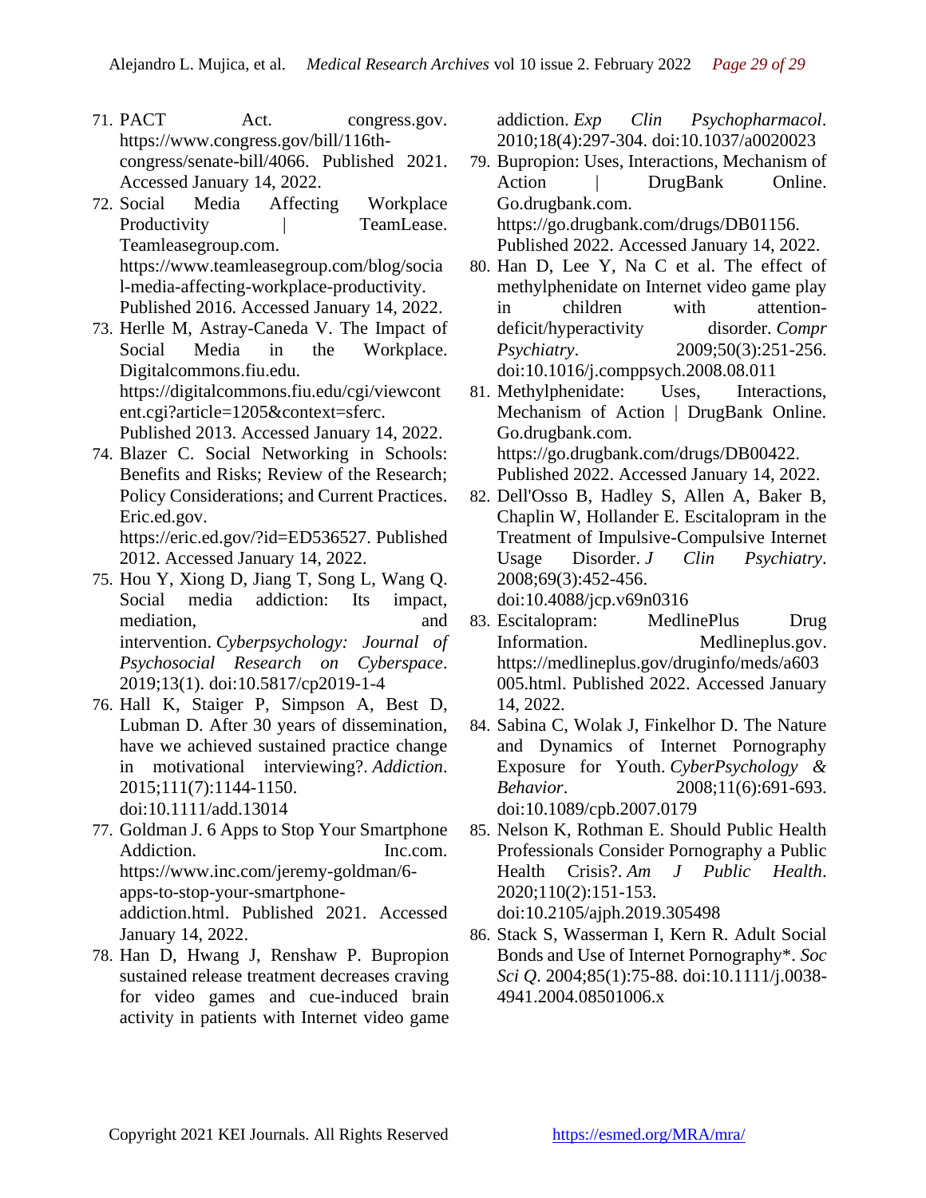71. PACT Act. congress.gov. https://www.congress.gov/bill/116th-congress/senate-bill/4066. Published 2021. Accessed January 14, 2022.
72. Social Media Affecting Workplace Productivity | TeamLease. Teamleasegroup.com. https://www.teamleasegroup.com/blog/social-media-affecting-workplace-productivity. Published 2016. Accessed January 14, 2022.
73. Herlle M, Astray-Caneda V. The Impact of Social Media in the Workplace. Digitalcommons.fiu.edu. https://digitalcommons.fiu.edu/cgi/viewcontent.cgi?article=1205&context=sferc. Published 2013. Accessed January 14, 2022.
74. Blazer C. Social Networking in Schools: Benefits and Risks; Review of the Research; Policy Considerations; and Current Practices. Eric.ed.gov. https://eric.ed.gov/?id=ED536527. Published 2012. Accessed January 14, 2022.
75. Hou Y, Xiong D, Jiang T, Song L, Wang Q. Social media addiction: Its impact, mediation, and intervention. *Cyberpsychology: Journal of Psychosocial Research on Cyberspace*. 2019;13(1). doi:10.5817/cp2019-1-4
76. Hall K, Staiger P, Simpson A, Best D, Lubman D. After 30 years of dissemination, have we achieved sustained practice change in motivational interviewing?. *Addiction*. 2015;111(7):1144-1150. doi:10.1111/add.13014
77. Goldman J. 6 Apps to Stop Your Smartphone Addiction. Inc.com. https://www.inc.com/jeremy-goldman/6-apps-to-stop-your-smartphone-addiction.html. Published 2021. Accessed January 14, 2022.
78. Han D, Hwang J, Renshaw P. Bupropion sustained release treatment decreases craving for video games and cue-induced brain activity in patients with Internet video game addiction. *Exp Clin Psychopharmacol*. 2010;18(4):297-304. doi:10.1037/a0020023
79. Bupropion: Uses, Interactions, Mechanism of Action | DrugBank Online. Go.drugbank.com. https://go.drugbank.com/drugs/DB01156. Published 2022. Accessed January 14, 2022.
80. Han D, Lee Y, Na C et al. The effect of methylphenidate on Internet video game play in children with attention-deficit/hyperactivity disorder. *Compr Psychiatry*. 2009;50(3):251-256. doi:10.1016/j.comppsych.2008.08.011
81. Methylphenidate: Uses, Interactions, Mechanism of Action | DrugBank Online. Go.drugbank.com. https://go.drugbank.com/drugs/DB00422. Published 2022. Accessed January 14, 2022.
82. Dell'Osso B, Hadley S, Allen A, Baker B, Chaplin W, Hollander E. Escitalopram in the Treatment of Impulsive-Compulsive Internet Usage Disorder. *J Clin Psychiatry*. 2008;69(3):452-456. doi:10.4088/jcp.v69n0316
83. Escitalopram: MedlinePlus Drug Information. Medlineplus.gov. https://medlineplus.gov/druginfo/meds/a603005.html. Published 2022. Accessed January 14, 2022.
84. Sabina C, Wolak J, Finkelhor D. The Nature and Dynamics of Internet Pornography Exposure for Youth. *CyberPsychology & Behavior*. 2008;11(6):691-693. doi:10.1089/cpb.2007.0179
85. Nelson K, Rothman E. Should Public Health Professionals Consider Pornography a Public Health Crisis?. *Am J Public Health*. 2020;110(2):151-153. doi:10.2105/ajph.2019.305498
86. Stack S, Wasserman I, Kern R. Adult Social Bonds and Use of Internet Pornography*. *Soc Sci Q*. 2004;85(1):75-88. doi:10.1111/j.0038-4941.2004.08501006.x